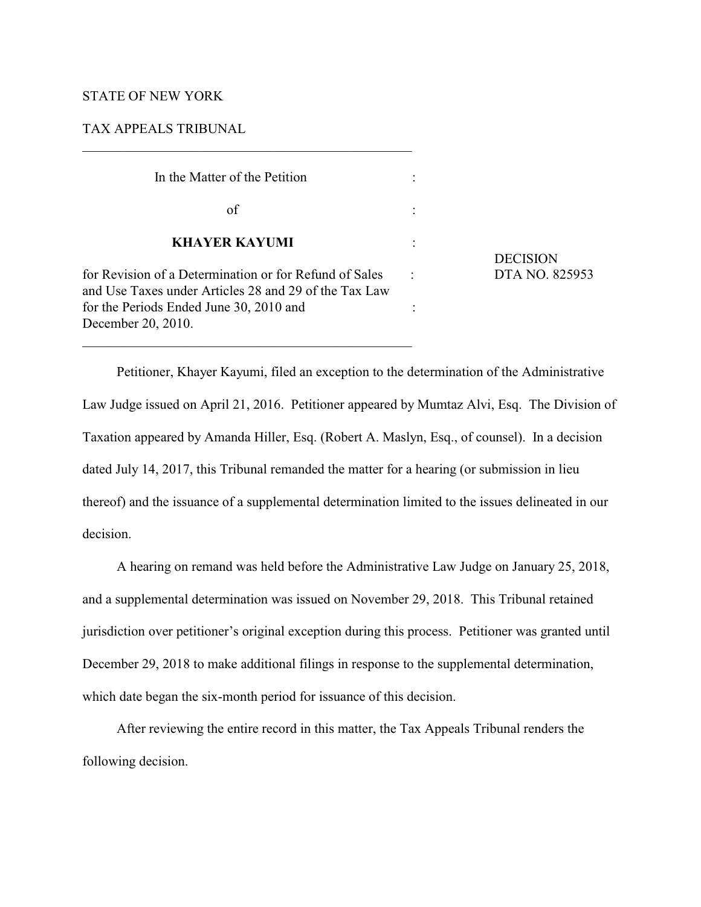STATE OF NEW YORK

TAX APPEALS TRIBUNAL

---

In the Matter of the Petition :

of :

**KHAYER KAYUMI** :

for Revision of a Determination or for Refund of Sales and Use Taxes under Articles 28 and 29 of the Tax Law for the Periods Ended June 30, 2010 and December 20, 2010. :

---

DECISION
DTA NO. 825953

Petitioner, Khayer Kayumi, filed an exception to the determination of the Administrative Law Judge issued on April 21, 2016. Petitioner appeared by Mumtaz Alvi, Esq. The Division of Taxation appeared by Amanda Hiller, Esq. (Robert A. Maslyn, Esq., of counsel). In a decision dated July 14, 2017, this Tribunal remanded the matter for a hearing (or submission in lieu thereof) and the issuance of a supplemental determination limited to the issues delineated in our decision.

A hearing on remand was held before the Administrative Law Judge on January 25, 2018, and a supplemental determination was issued on November 29, 2018. This Tribunal retained jurisdiction over petitioner's original exception during this process. Petitioner was granted until December 29, 2018 to make additional filings in response to the supplemental determination, which date began the six-month period for issuance of this decision.

After reviewing the entire record in this matter, the Tax Appeals Tribunal renders the following decision.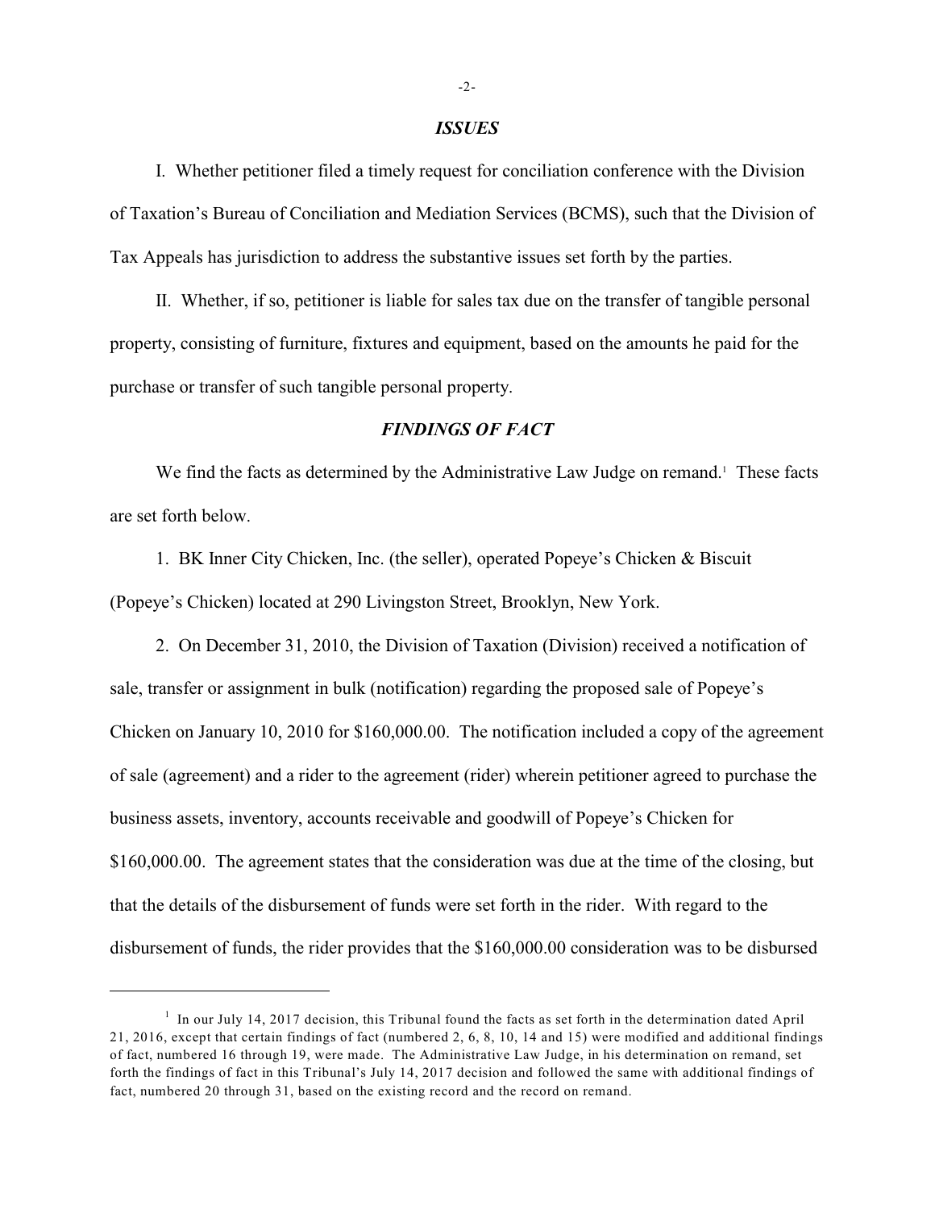## *ISSUES*

I. Whether petitioner filed a timely request for conciliation conference with the Division of Taxation's Bureau of Conciliation and Mediation Services (BCMS), such that the Division of Tax Appeals has jurisdiction to address the substantive issues set forth by the parties.

II. Whether, if so, petitioner is liable for sales tax due on the transfer of tangible personal property, consisting of furniture, fixtures and equipment, based on the amounts he paid for the purchase or transfer of such tangible personal property.

## *FINDINGS OF FACT*

We find the facts as determined by the Administrative Law Judge on remand.[1] These facts are set forth below.

1. BK Inner City Chicken, Inc. (the seller), operated Popeye's Chicken & Biscuit (Popeye's Chicken) located at 290 Livingston Street, Brooklyn, New York.

2. On December 31, 2010, the Division of Taxation (Division) received a notification of sale, transfer or assignment in bulk (notification) regarding the proposed sale of Popeye's Chicken on January 10, 2010 for $160,000.00. The notification included a copy of the agreement of sale (agreement) and a rider to the agreement (rider) wherein petitioner agreed to purchase the business assets, inventory, accounts receivable and goodwill of Popeye's Chicken for $160,000.00. The agreement states that the consideration was due at the time of the closing, but that the details of the disbursement of funds were set forth in the rider. With regard to the disbursement of funds, the rider provides that the $160,000.00 consideration was to be disbursed

---

[1] In our July 14, 2017 decision, this Tribunal found the facts as set forth in the determination dated April 21, 2016, except that certain findings of fact (numbered 2, 6, 8, 10, 14 and 15) were modified and additional findings of fact, numbered 16 through 19, were made. The Administrative Law Judge, in his determination on remand, set forth the findings of fact in this Tribunal's July 14, 2017 decision and followed the same with additional findings of fact, numbered 20 through 31, based on the existing record and the record on remand.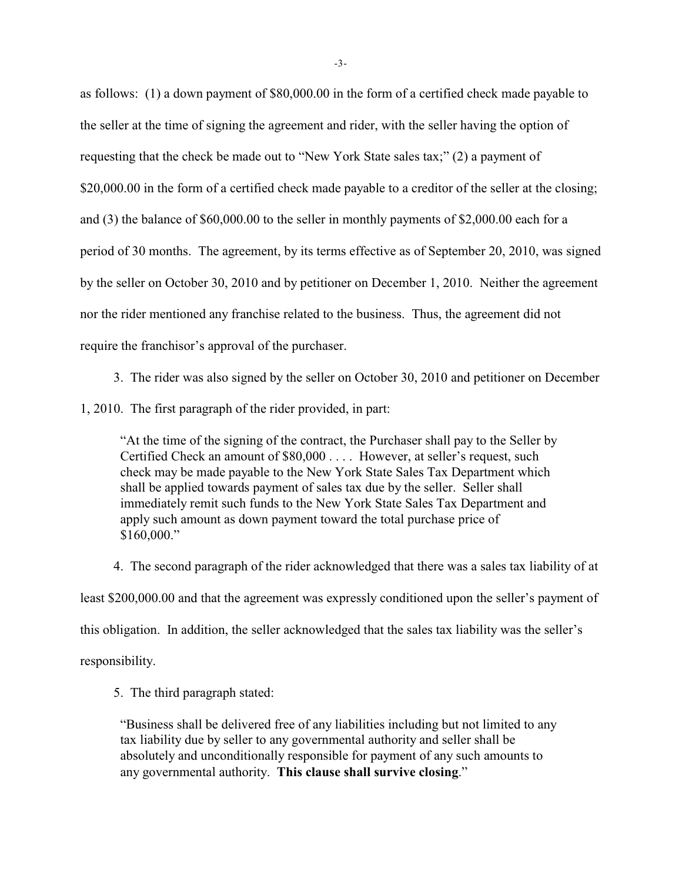as follows: (1) a down payment of $80,000.00 in the form of a certified check made payable to the seller at the time of signing the agreement and rider, with the seller having the option of requesting that the check be made out to "New York State sales tax;" (2) a payment of $20,000.00 in the form of a certified check made payable to a creditor of the seller at the closing; and (3) the balance of $60,000.00 to the seller in monthly payments of $2,000.00 each for a period of 30 months. The agreement, by its terms effective as of September 20, 2010, was signed by the seller on October 30, 2010 and by petitioner on December 1, 2010. Neither the agreement nor the rider mentioned any franchise related to the business. Thus, the agreement did not require the franchisor's approval of the purchaser.

3. The rider was also signed by the seller on October 30, 2010 and petitioner on December 1, 2010. The first paragraph of the rider provided, in part:

> "At the time of the signing of the contract, the Purchaser shall pay to the Seller by Certified Check an amount of $80,000 . . . . However, at seller's request, such check may be made payable to the New York State Sales Tax Department which shall be applied towards payment of sales tax due by the seller. Seller shall immediately remit such funds to the New York State Sales Tax Department and apply such amount as down payment toward the total purchase price of $160,000."

4. The second paragraph of the rider acknowledged that there was a sales tax liability of at least $200,000.00 and that the agreement was expressly conditioned upon the seller's payment of this obligation. In addition, the seller acknowledged that the sales tax liability was the seller's responsibility.

5. The third paragraph stated:

> "Business shall be delivered free of any liabilities including but not limited to any tax liability due by seller to any governmental authority and seller shall be absolutely and unconditionally responsible for payment of any such amounts to any governmental authority. **This clause shall survive closing**."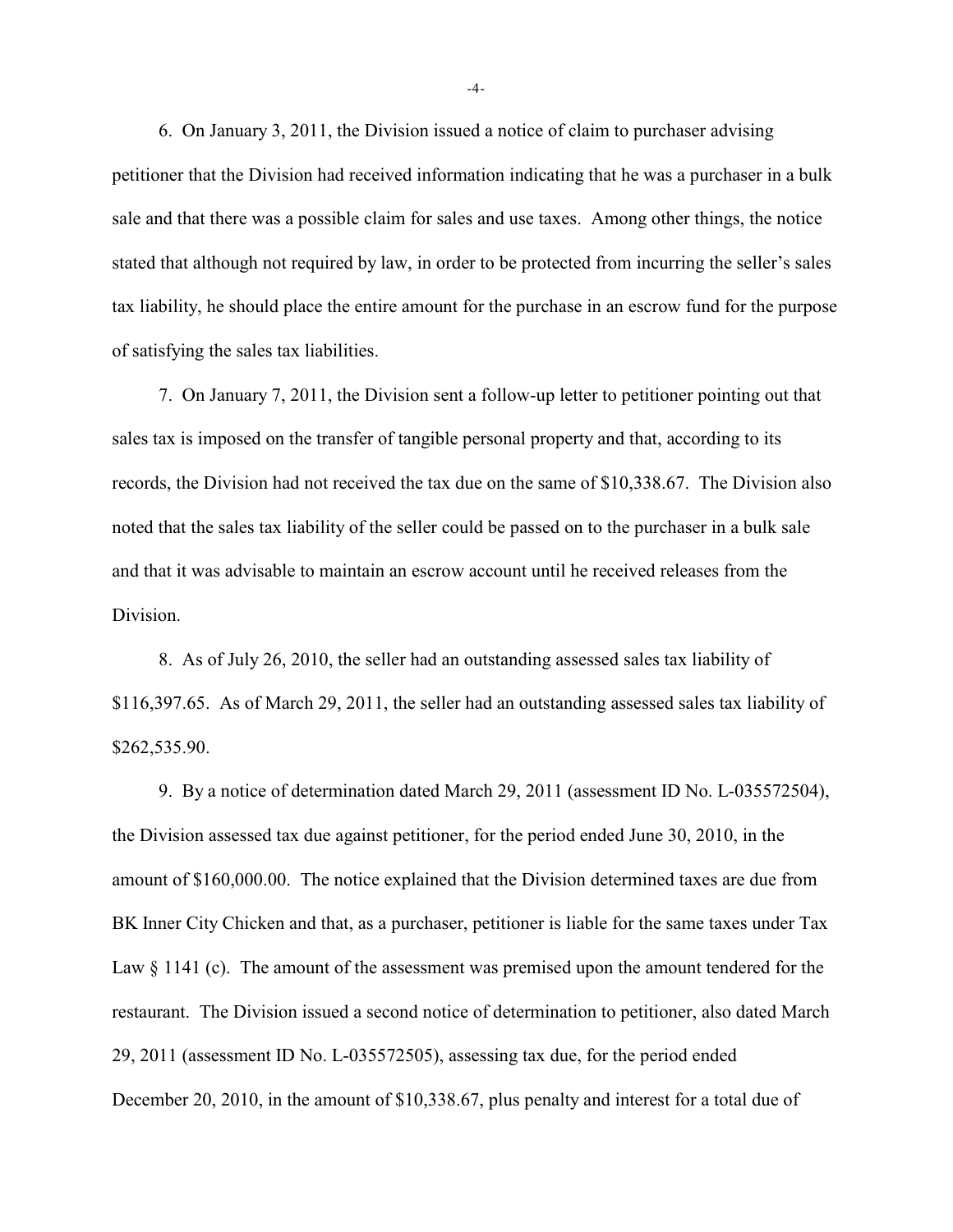6. On January 3, 2011, the Division issued a notice of claim to purchaser advising petitioner that the Division had received information indicating that he was a purchaser in a bulk sale and that there was a possible claim for sales and use taxes. Among other things, the notice stated that although not required by law, in order to be protected from incurring the seller's sales tax liability, he should place the entire amount for the purchase in an escrow fund for the purpose of satisfying the sales tax liabilities.

7. On January 7, 2011, the Division sent a follow-up letter to petitioner pointing out that sales tax is imposed on the transfer of tangible personal property and that, according to its records, the Division had not received the tax due on the same of $10,338.67. The Division also noted that the sales tax liability of the seller could be passed on to the purchaser in a bulk sale and that it was advisable to maintain an escrow account until he received releases from the Division.

8. As of July 26, 2010, the seller had an outstanding assessed sales tax liability of $116,397.65. As of March 29, 2011, the seller had an outstanding assessed sales tax liability of $262,535.90.

9. By a notice of determination dated March 29, 2011 (assessment ID No. L-035572504), the Division assessed tax due against petitioner, for the period ended June 30, 2010, in the amount of $160,000.00. The notice explained that the Division determined taxes are due from BK Inner City Chicken and that, as a purchaser, petitioner is liable for the same taxes under Tax Law § 1141 (c). The amount of the assessment was premised upon the amount tendered for the restaurant. The Division issued a second notice of determination to petitioner, also dated March 29, 2011 (assessment ID No. L-035572505), assessing tax due, for the period ended December 20, 2010, in the amount of $10,338.67, plus penalty and interest for a total due of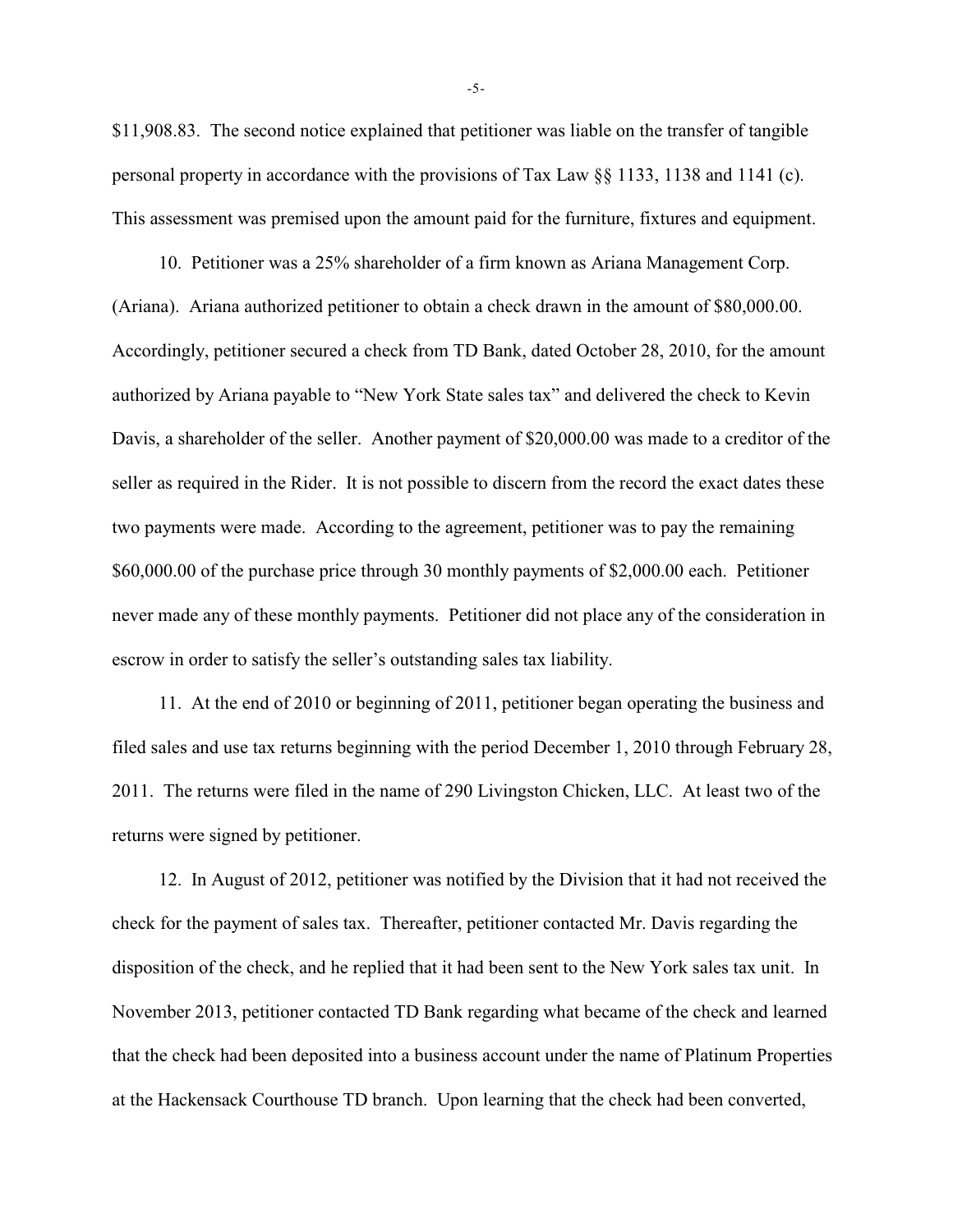$11,908.83. The second notice explained that petitioner was liable on the transfer of tangible personal property in accordance with the provisions of Tax Law §§ 1133, 1138 and 1141 (c). This assessment was premised upon the amount paid for the furniture, fixtures and equipment.

10. Petitioner was a 25% shareholder of a firm known as Ariana Management Corp. (Ariana). Ariana authorized petitioner to obtain a check drawn in the amount of $80,000.00. Accordingly, petitioner secured a check from TD Bank, dated October 28, 2010, for the amount authorized by Ariana payable to "New York State sales tax" and delivered the check to Kevin Davis, a shareholder of the seller. Another payment of $20,000.00 was made to a creditor of the seller as required in the Rider. It is not possible to discern from the record the exact dates these two payments were made. According to the agreement, petitioner was to pay the remaining $60,000.00 of the purchase price through 30 monthly payments of $2,000.00 each. Petitioner never made any of these monthly payments. Petitioner did not place any of the consideration in escrow in order to satisfy the seller's outstanding sales tax liability.

11. At the end of 2010 or beginning of 2011, petitioner began operating the business and filed sales and use tax returns beginning with the period December 1, 2010 through February 28, 2011. The returns were filed in the name of 290 Livingston Chicken, LLC. At least two of the returns were signed by petitioner.

12. In August of 2012, petitioner was notified by the Division that it had not received the check for the payment of sales tax. Thereafter, petitioner contacted Mr. Davis regarding the disposition of the check, and he replied that it had been sent to the New York sales tax unit. In November 2013, petitioner contacted TD Bank regarding what became of the check and learned that the check had been deposited into a business account under the name of Platinum Properties at the Hackensack Courthouse TD branch. Upon learning that the check had been converted,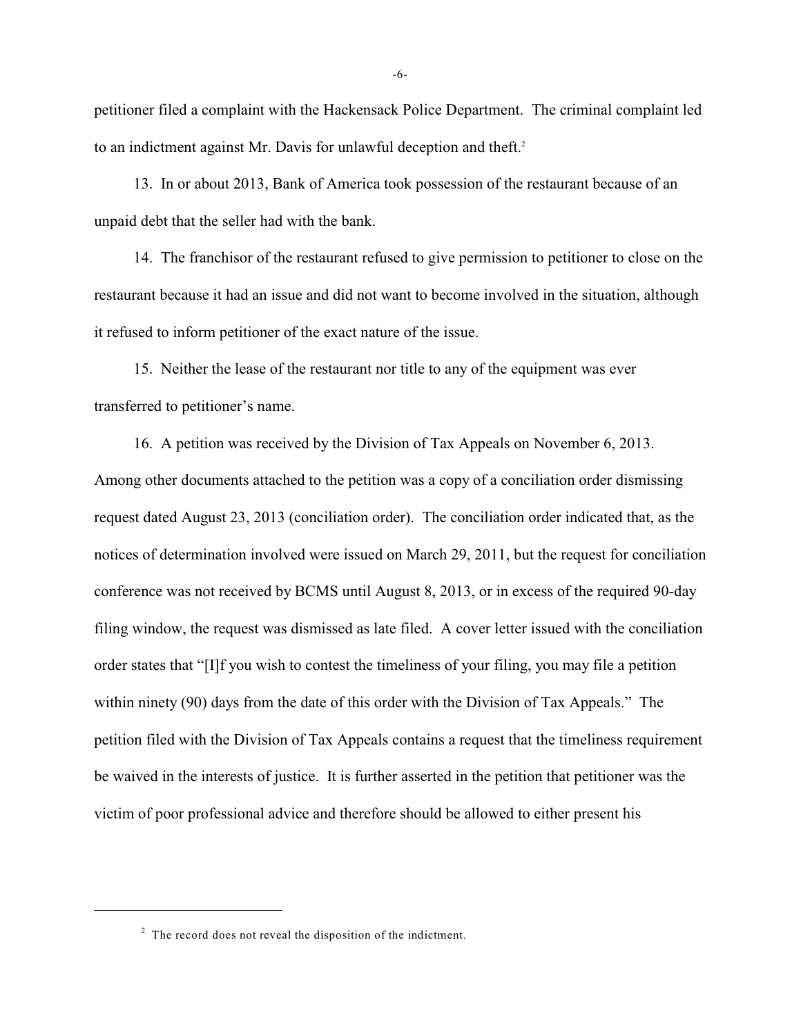petitioner filed a complaint with the Hackensack Police Department. The criminal complaint led to an indictment against Mr. Davis for unlawful deception and theft.[2]

13. In or about 2013, Bank of America took possession of the restaurant because of an unpaid debt that the seller had with the bank.

14. The franchisor of the restaurant refused to give permission to petitioner to close on the restaurant because it had an issue and did not want to become involved in the situation, although it refused to inform petitioner of the exact nature of the issue.

15. Neither the lease of the restaurant nor title to any of the equipment was ever transferred to petitioner's name.

16. A petition was received by the Division of Tax Appeals on November 6, 2013. Among other documents attached to the petition was a copy of a conciliation order dismissing request dated August 23, 2013 (conciliation order). The conciliation order indicated that, as the notices of determination involved were issued on March 29, 2011, but the request for conciliation conference was not received by BCMS until August 8, 2013, or in excess of the required 90-day filing window, the request was dismissed as late filed. A cover letter issued with the conciliation order states that "[I]f you wish to contest the timeliness of your filing, you may file a petition within ninety (90) days from the date of this order with the Division of Tax Appeals." The petition filed with the Division of Tax Appeals contains a request that the timeliness requirement be waived in the interests of justice. It is further asserted in the petition that petitioner was the victim of poor professional advice and therefore should be allowed to either present his

[2] The record does not reveal the disposition of the indictment.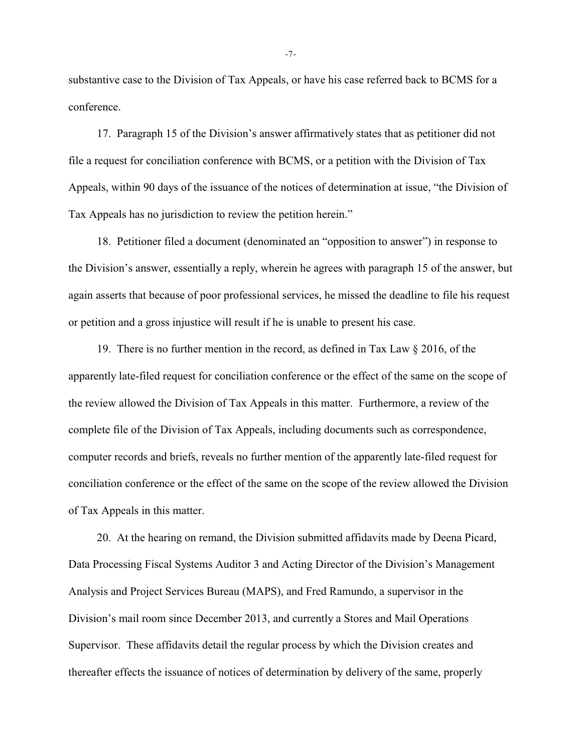substantive case to the Division of Tax Appeals, or have his case referred back to BCMS for a conference.

17. Paragraph 15 of the Division's answer affirmatively states that as petitioner did not file a request for conciliation conference with BCMS, or a petition with the Division of Tax Appeals, within 90 days of the issuance of the notices of determination at issue, "the Division of Tax Appeals has no jurisdiction to review the petition herein."

18. Petitioner filed a document (denominated an "opposition to answer") in response to the Division's answer, essentially a reply, wherein he agrees with paragraph 15 of the answer, but again asserts that because of poor professional services, he missed the deadline to file his request or petition and a gross injustice will result if he is unable to present his case.

19. There is no further mention in the record, as defined in Tax Law § 2016, of the apparently late-filed request for conciliation conference or the effect of the same on the scope of the review allowed the Division of Tax Appeals in this matter. Furthermore, a review of the complete file of the Division of Tax Appeals, including documents such as correspondence, computer records and briefs, reveals no further mention of the apparently late-filed request for conciliation conference or the effect of the same on the scope of the review allowed the Division of Tax Appeals in this matter.

20. At the hearing on remand, the Division submitted affidavits made by Deena Picard, Data Processing Fiscal Systems Auditor 3 and Acting Director of the Division's Management Analysis and Project Services Bureau (MAPS), and Fred Ramundo, a supervisor in the Division's mail room since December 2013, and currently a Stores and Mail Operations Supervisor. These affidavits detail the regular process by which the Division creates and thereafter effects the issuance of notices of determination by delivery of the same, properly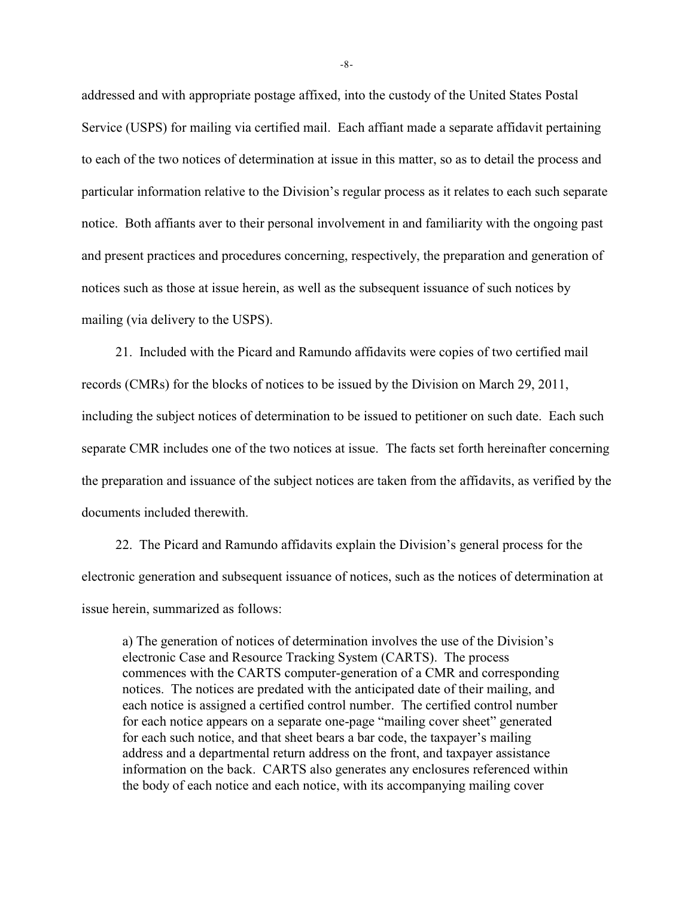addressed and with appropriate postage affixed, into the custody of the United States Postal Service (USPS) for mailing via certified mail. Each affiant made a separate affidavit pertaining to each of the two notices of determination at issue in this matter, so as to detail the process and particular information relative to the Division's regular process as it relates to each such separate notice. Both affiants aver to their personal involvement in and familiarity with the ongoing past and present practices and procedures concerning, respectively, the preparation and generation of notices such as those at issue herein, as well as the subsequent issuance of such notices by mailing (via delivery to the USPS).

21. Included with the Picard and Ramundo affidavits were copies of two certified mail records (CMRs) for the blocks of notices to be issued by the Division on March 29, 2011, including the subject notices of determination to be issued to petitioner on such date. Each such separate CMR includes one of the two notices at issue. The facts set forth hereinafter concerning the preparation and issuance of the subject notices are taken from the affidavits, as verified by the documents included therewith.

22. The Picard and Ramundo affidavits explain the Division's general process for the electronic generation and subsequent issuance of notices, such as the notices of determination at issue herein, summarized as follows:

> a) The generation of notices of determination involves the use of the Division's electronic Case and Resource Tracking System (CARTS). The process commences with the CARTS computer-generation of a CMR and corresponding notices. The notices are predated with the anticipated date of their mailing, and each notice is assigned a certified control number. The certified control number for each notice appears on a separate one-page "mailing cover sheet" generated for each such notice, and that sheet bears a bar code, the taxpayer's mailing address and a departmental return address on the front, and taxpayer assistance information on the back. CARTS also generates any enclosures referenced within the body of each notice and each notice, with its accompanying mailing cover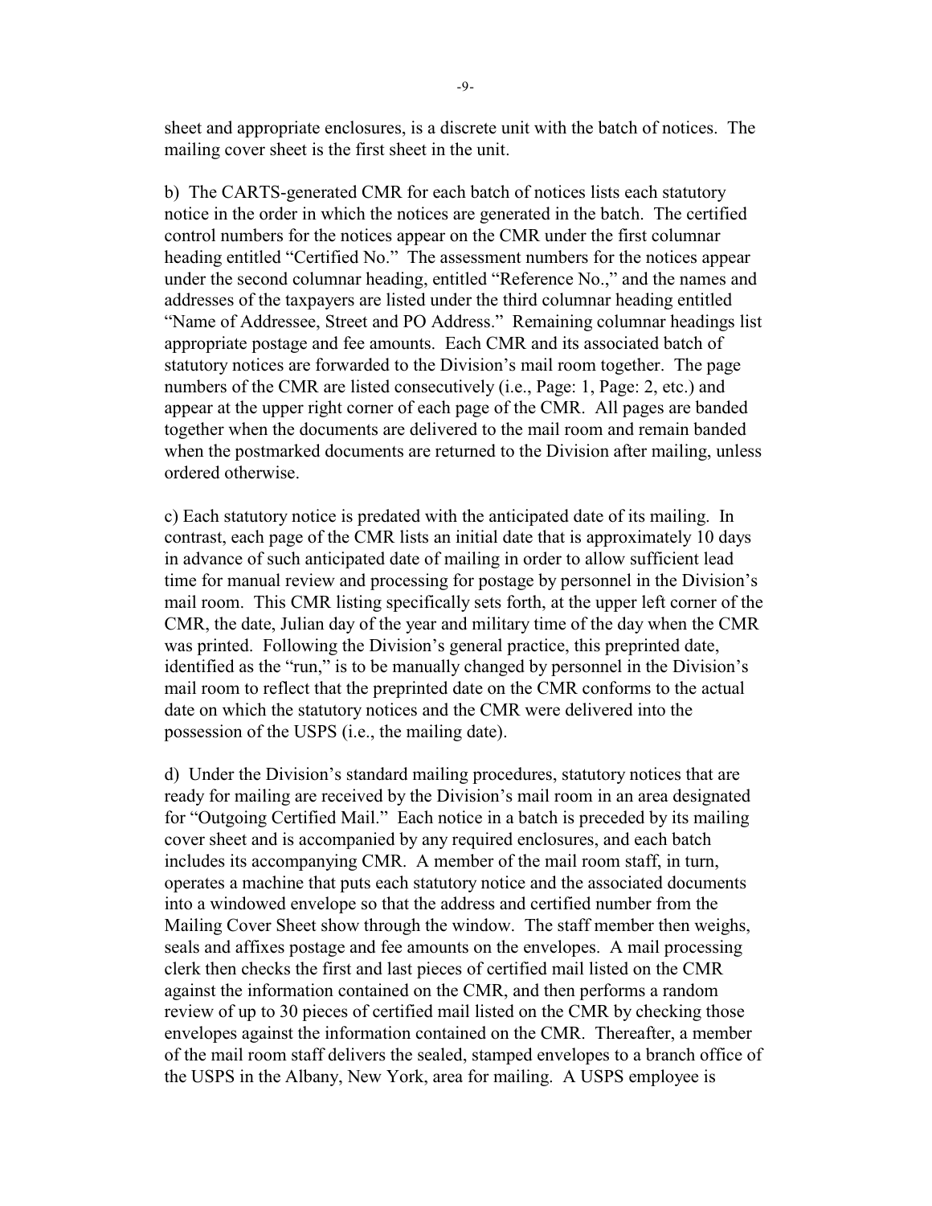sheet and appropriate enclosures, is a discrete unit with the batch of notices. The mailing cover sheet is the first sheet in the unit.

b) The CARTS-generated CMR for each batch of notices lists each statutory notice in the order in which the notices are generated in the batch. The certified control numbers for the notices appear on the CMR under the first columnar heading entitled "Certified No." The assessment numbers for the notices appear under the second columnar heading, entitled "Reference No.," and the names and addresses of the taxpayers are listed under the third columnar heading entitled "Name of Addressee, Street and PO Address." Remaining columnar headings list appropriate postage and fee amounts. Each CMR and its associated batch of statutory notices are forwarded to the Division's mail room together. The page numbers of the CMR are listed consecutively (i.e., Page: 1, Page: 2, etc.) and appear at the upper right corner of each page of the CMR. All pages are banded together when the documents are delivered to the mail room and remain banded when the postmarked documents are returned to the Division after mailing, unless ordered otherwise.

c) Each statutory notice is predated with the anticipated date of its mailing. In contrast, each page of the CMR lists an initial date that is approximately 10 days in advance of such anticipated date of mailing in order to allow sufficient lead time for manual review and processing for postage by personnel in the Division's mail room. This CMR listing specifically sets forth, at the upper left corner of the CMR, the date, Julian day of the year and military time of the day when the CMR was printed. Following the Division's general practice, this preprinted date, identified as the "run," is to be manually changed by personnel in the Division's mail room to reflect that the preprinted date on the CMR conforms to the actual date on which the statutory notices and the CMR were delivered into the possession of the USPS (i.e., the mailing date).

d) Under the Division's standard mailing procedures, statutory notices that are ready for mailing are received by the Division's mail room in an area designated for "Outgoing Certified Mail." Each notice in a batch is preceded by its mailing cover sheet and is accompanied by any required enclosures, and each batch includes its accompanying CMR. A member of the mail room staff, in turn, operates a machine that puts each statutory notice and the associated documents into a windowed envelope so that the address and certified number from the Mailing Cover Sheet show through the window. The staff member then weighs, seals and affixes postage and fee amounts on the envelopes. A mail processing clerk then checks the first and last pieces of certified mail listed on the CMR against the information contained on the CMR, and then performs a random review of up to 30 pieces of certified mail listed on the CMR by checking those envelopes against the information contained on the CMR. Thereafter, a member of the mail room staff delivers the sealed, stamped envelopes to a branch office of the USPS in the Albany, New York, area for mailing. A USPS employee is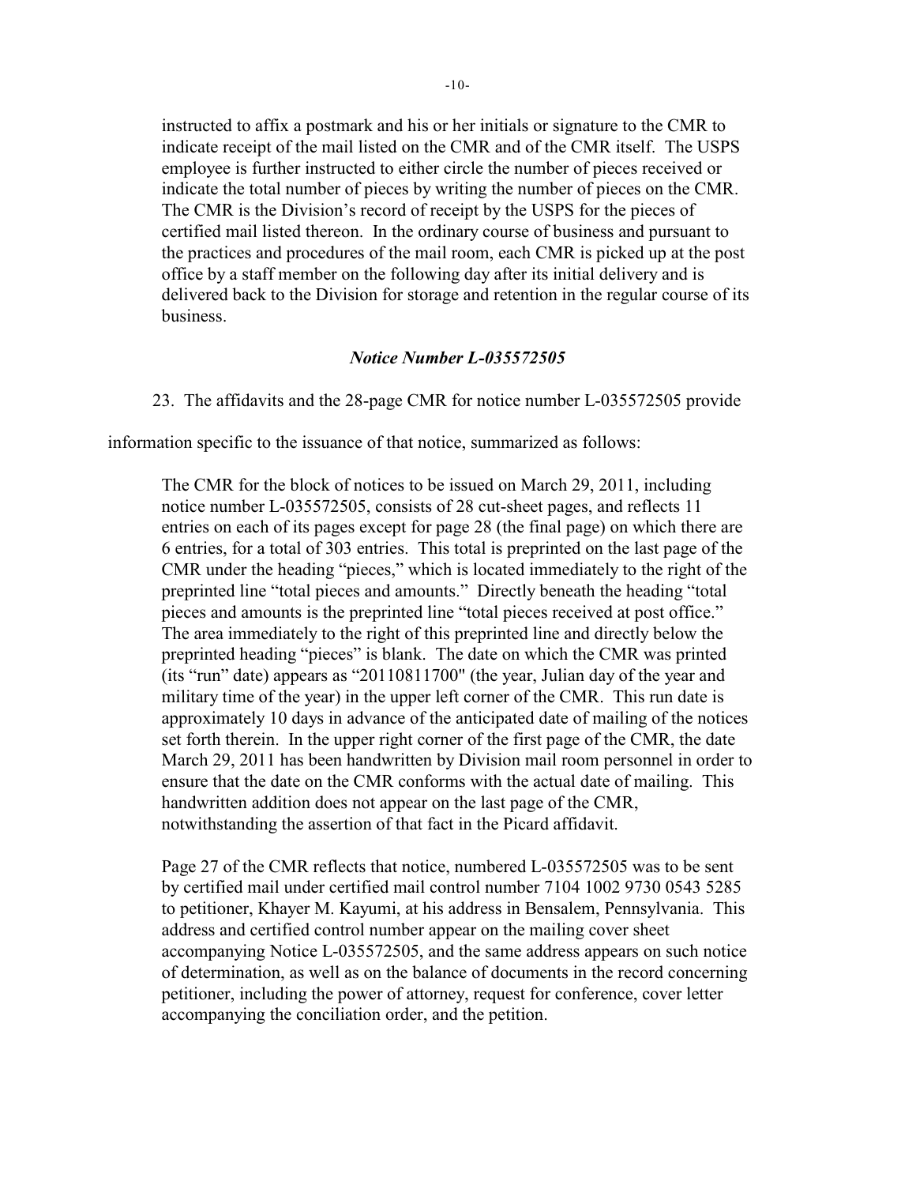instructed to affix a postmark and his or her initials or signature to the CMR to indicate receipt of the mail listed on the CMR and of the CMR itself. The USPS employee is further instructed to either circle the number of pieces received or indicate the total number of pieces by writing the number of pieces on the CMR. The CMR is the Division's record of receipt by the USPS for the pieces of certified mail listed thereon. In the ordinary course of business and pursuant to the practices and procedures of the mail room, each CMR is picked up at the post office by a staff member on the following day after its initial delivery and is delivered back to the Division for storage and retention in the regular course of its business.

***Notice Number L-035572505***

23. The affidavits and the 28-page CMR for notice number L-035572505 provide information specific to the issuance of that notice, summarized as follows:

> The CMR for the block of notices to be issued on March 29, 2011, including notice number L-035572505, consists of 28 cut-sheet pages, and reflects 11 entries on each of its pages except for page 28 (the final page) on which there are 6 entries, for a total of 303 entries. This total is preprinted on the last page of the CMR under the heading "pieces," which is located immediately to the right of the preprinted line "total pieces and amounts." Directly beneath the heading "total pieces and amounts is the preprinted line "total pieces received at post office." The area immediately to the right of this preprinted line and directly below the preprinted heading "pieces" is blank. The date on which the CMR was printed (its "run" date) appears as "20110811700" (the year, Julian day of the year and military time of the year) in the upper left corner of the CMR. This run date is approximately 10 days in advance of the anticipated date of mailing of the notices set forth therein. In the upper right corner of the first page of the CMR, the date March 29, 2011 has been handwritten by Division mail room personnel in order to ensure that the date on the CMR conforms with the actual date of mailing. This handwritten addition does not appear on the last page of the CMR, notwithstanding the assertion of that fact in the Picard affidavit.
>
> Page 27 of the CMR reflects that notice, numbered L-035572505 was to be sent by certified mail under certified mail control number 7104 1002 9730 0543 5285 to petitioner, Khayer M. Kayumi, at his address in Bensalem, Pennsylvania. This address and certified control number appear on the mailing cover sheet accompanying Notice L-035572505, and the same address appears on such notice of determination, as well as on the balance of documents in the record concerning petitioner, including the power of attorney, request for conference, cover letter accompanying the conciliation order, and the petition.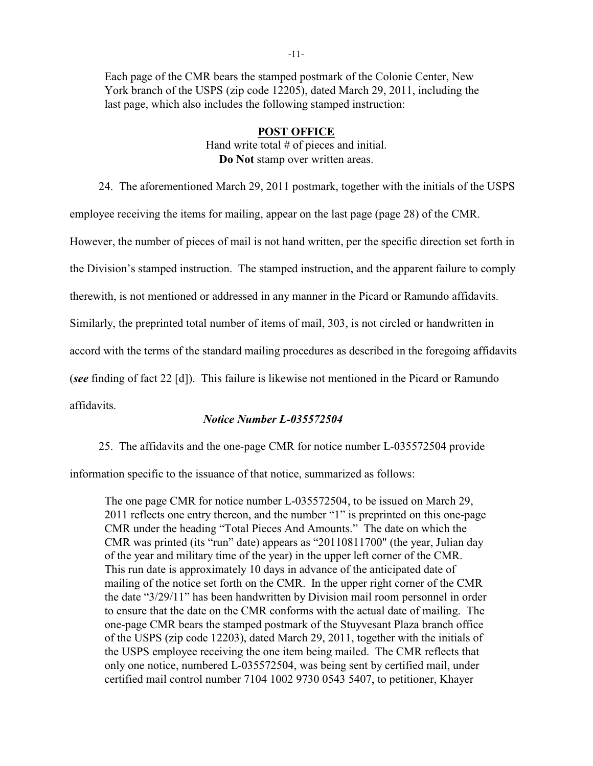Each page of the CMR bears the stamped postmark of the Colonie Center, New York branch of the USPS (zip code 12205), dated March 29, 2011, including the last page, which also includes the following stamped instruction:

> **<u>POST OFFICE</u>**
> Hand write total # of pieces and initial.
> **Do Not** stamp over written areas.

24. The aforementioned March 29, 2011 postmark, together with the initials of the USPS employee receiving the items for mailing, appear on the last page (page 28) of the CMR. However, the number of pieces of mail is not hand written, per the specific direction set forth in the Division's stamped instruction. The stamped instruction, and the apparent failure to comply therewith, is not mentioned or addressed in any manner in the Picard or Ramundo affidavits. Similarly, the preprinted total number of items of mail, 303, is not circled or handwritten in accord with the terms of the standard mailing procedures as described in the foregoing affidavits (***see*** finding of fact 22 [d]). This failure is likewise not mentioned in the Picard or Ramundo affidavits.

***Notice Number L-035572504***

25. The affidavits and the one-page CMR for notice number L-035572504 provide information specific to the issuance of that notice, summarized as follows:

> The one page CMR for notice number L-035572504, to be issued on March 29, 2011 reflects one entry thereon, and the number "1" is preprinted on this one-page CMR under the heading "Total Pieces And Amounts." The date on which the CMR was printed (its "run" date) appears as "20110811700" (the year, Julian day of the year and military time of the year) in the upper left corner of the CMR. This run date is approximately 10 days in advance of the anticipated date of mailing of the notice set forth on the CMR. In the upper right corner of the CMR the date "3/29/11" has been handwritten by Division mail room personnel in order to ensure that the date on the CMR conforms with the actual date of mailing. The one-page CMR bears the stamped postmark of the Stuyvesant Plaza branch office of the USPS (zip code 12203), dated March 29, 2011, together with the initials of the USPS employee receiving the one item being mailed. The CMR reflects that only one notice, numbered L-035572504, was being sent by certified mail, under certified mail control number 7104 1002 9730 0543 5407, to petitioner, Khayer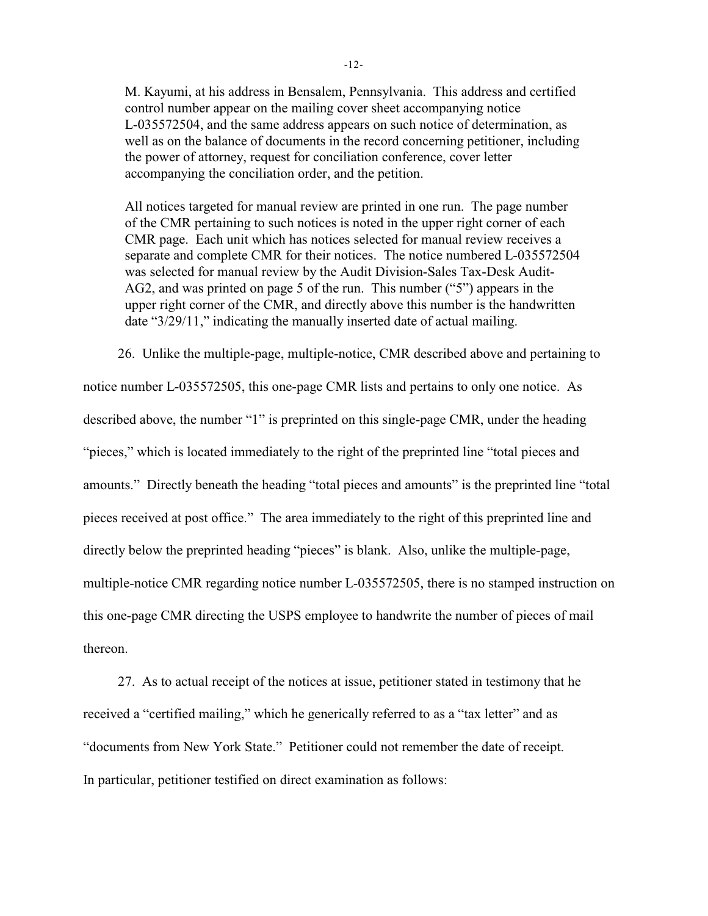> M. Kayumi, at his address in Bensalem, Pennsylvania. This address and certified control number appear on the mailing cover sheet accompanying notice L-035572504, and the same address appears on such notice of determination, as well as on the balance of documents in the record concerning petitioner, including the power of attorney, request for conciliation conference, cover letter accompanying the conciliation order, and the petition.
>
> All notices targeted for manual review are printed in one run. The page number of the CMR pertaining to such notices is noted in the upper right corner of each CMR page. Each unit which has notices selected for manual review receives a separate and complete CMR for their notices. The notice numbered L-035572504 was selected for manual review by the Audit Division-Sales Tax-Desk Audit-AG2, and was printed on page 5 of the run. This number ("5") appears in the upper right corner of the CMR, and directly above this number is the handwritten date "3/29/11," indicating the manually inserted date of actual mailing.

26. Unlike the multiple-page, multiple-notice, CMR described above and pertaining to notice number L-035572505, this one-page CMR lists and pertains to only one notice. As described above, the number "1" is preprinted on this single-page CMR, under the heading "pieces," which is located immediately to the right of the preprinted line "total pieces and amounts." Directly beneath the heading "total pieces and amounts" is the preprinted line "total pieces received at post office." The area immediately to the right of this preprinted line and directly below the preprinted heading "pieces" is blank. Also, unlike the multiple-page, multiple-notice CMR regarding notice number L-035572505, there is no stamped instruction on this one-page CMR directing the USPS employee to handwrite the number of pieces of mail thereon.

27. As to actual receipt of the notices at issue, petitioner stated in testimony that he received a "certified mailing," which he generically referred to as a "tax letter" and as "documents from New York State." Petitioner could not remember the date of receipt. In particular, petitioner testified on direct examination as follows: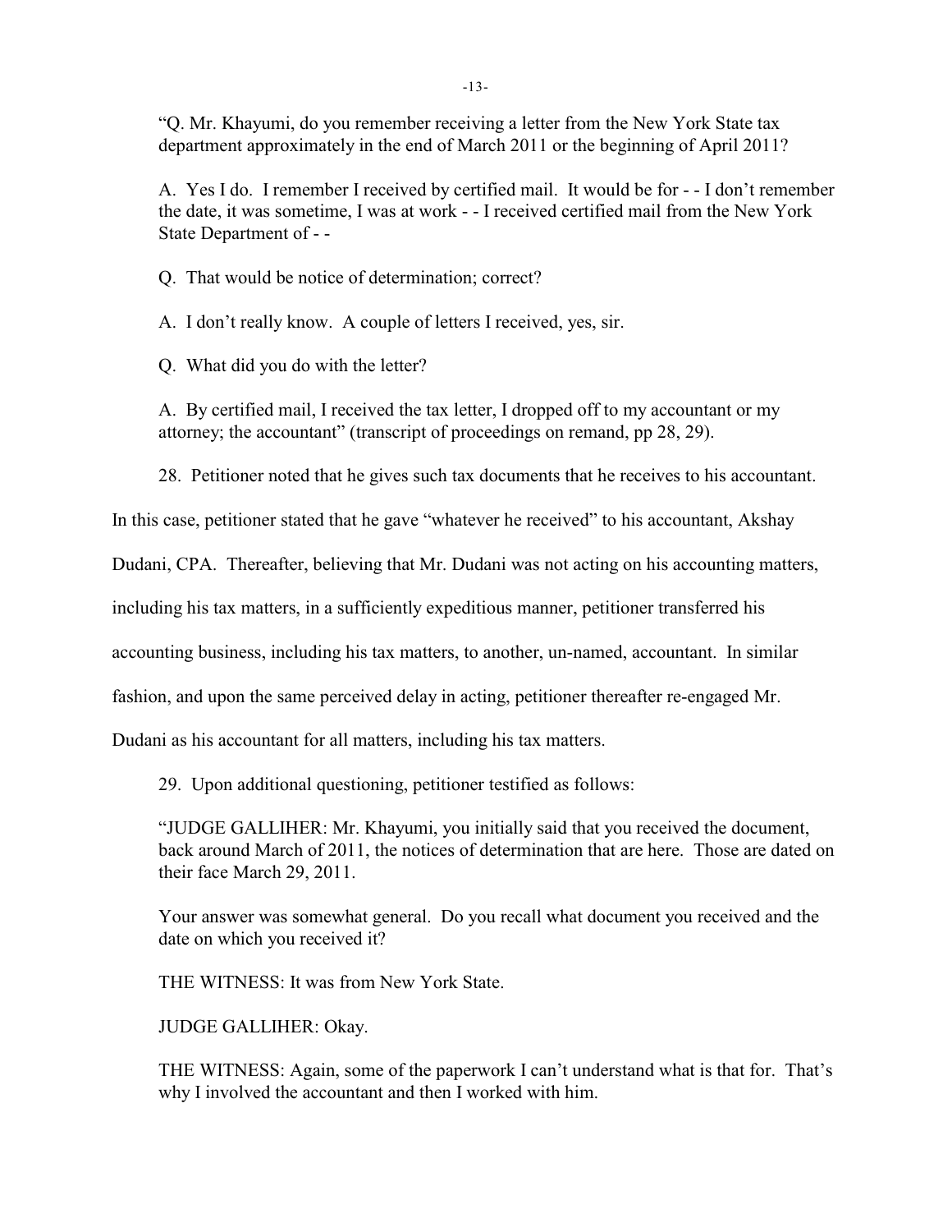"Q. Mr. Khayumi, do you remember receiving a letter from the New York State tax department approximately in the end of March 2011 or the beginning of April 2011?

A. Yes I do. I remember I received by certified mail. It would be for - - I don't remember the date, it was sometime, I was at work - - I received certified mail from the New York State Department of - -

Q. That would be notice of determination; correct?

A. I don't really know. A couple of letters I received, yes, sir.

Q. What did you do with the letter?

A. By certified mail, I received the tax letter, I dropped off to my accountant or my attorney; the accountant" (transcript of proceedings on remand, pp 28, 29).

28. Petitioner noted that he gives such tax documents that he receives to his accountant. In this case, petitioner stated that he gave "whatever he received" to his accountant, Akshay Dudani, CPA. Thereafter, believing that Mr. Dudani was not acting on his accounting matters, including his tax matters, in a sufficiently expeditious manner, petitioner transferred his accounting business, including his tax matters, to another, un-named, accountant. In similar fashion, and upon the same perceived delay in acting, petitioner thereafter re-engaged Mr. Dudani as his accountant for all matters, including his tax matters.

29. Upon additional questioning, petitioner testified as follows:

"JUDGE GALLIHER: Mr. Khayumi, you initially said that you received the document, back around March of 2011, the notices of determination that are here. Those are dated on their face March 29, 2011.

Your answer was somewhat general. Do you recall what document you received and the date on which you received it?

THE WITNESS: It was from New York State.

JUDGE GALLIHER: Okay.

THE WITNESS: Again, some of the paperwork I can't understand what is that for. That's why I involved the accountant and then I worked with him.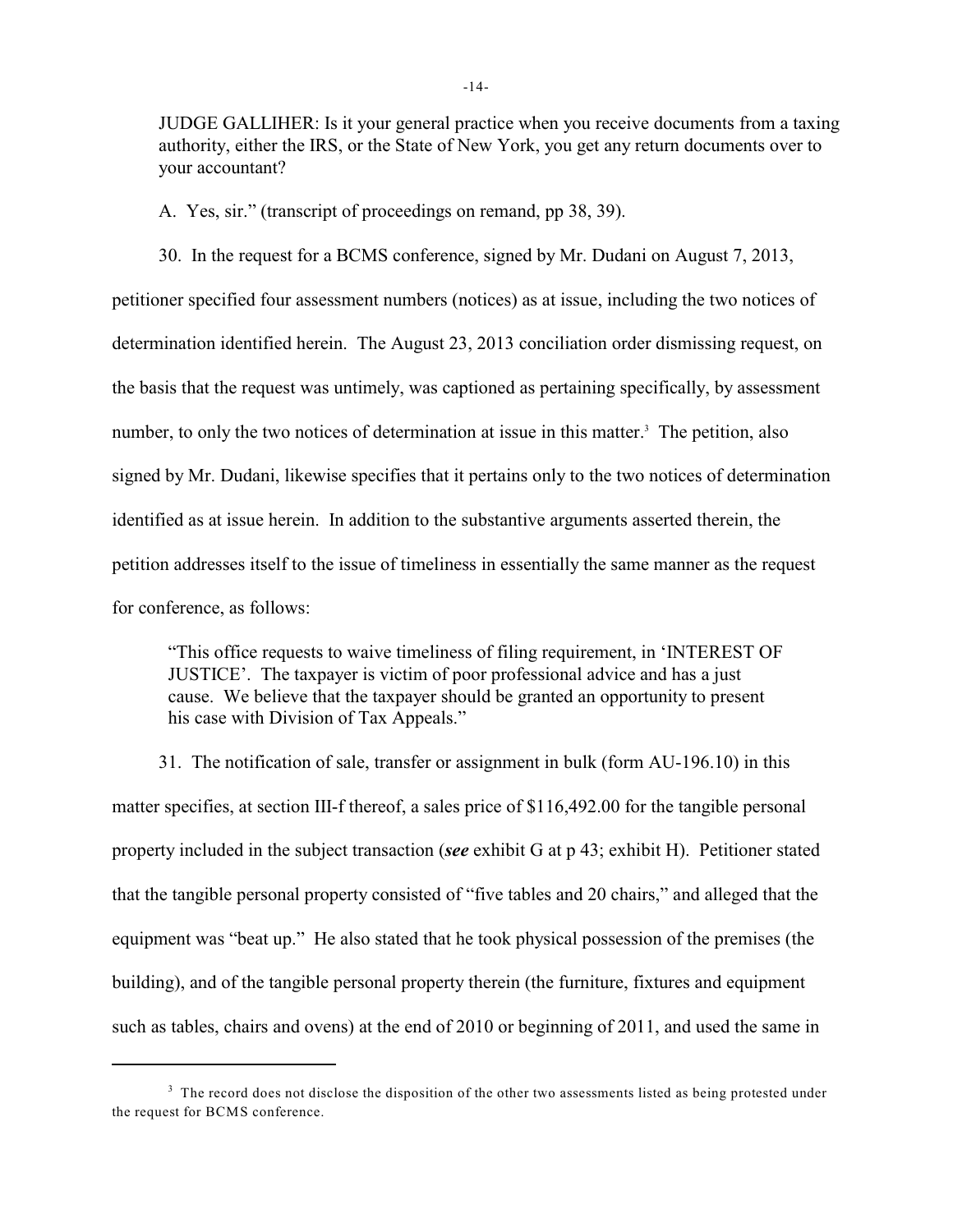> JUDGE GALLIHER: Is it your general practice when you receive documents from a taxing authority, either the IRS, or the State of New York, you get any return documents over to your accountant?
>
> A. Yes, sir." (transcript of proceedings on remand, pp 38, 39).

30. In the request for a BCMS conference, signed by Mr. Dudani on August 7, 2013, petitioner specified four assessment numbers (notices) as at issue, including the two notices of determination identified herein. The August 23, 2013 conciliation order dismissing request, on the basis that the request was untimely, was captioned as pertaining specifically, by assessment number, to only the two notices of determination at issue in this matter.[3] The petition, also signed by Mr. Dudani, likewise specifies that it pertains only to the two notices of determination identified as at issue herein. In addition to the substantive arguments asserted therein, the petition addresses itself to the issue of timeliness in essentially the same manner as the request for conference, as follows:

> "This office requests to waive timeliness of filing requirement, in 'INTEREST OF JUSTICE'. The taxpayer is victim of poor professional advice and has a just cause. We believe that the taxpayer should be granted an opportunity to present his case with Division of Tax Appeals."

31. The notification of sale, transfer or assignment in bulk (form AU-196.10) in this matter specifies, at section III-f thereof, a sales price of $116,492.00 for the tangible personal property included in the subject transaction (***see*** exhibit G at p 43; exhibit H). Petitioner stated that the tangible personal property consisted of "five tables and 20 chairs," and alleged that the equipment was "beat up." He also stated that he took physical possession of the premises (the building), and of the tangible personal property therein (the furniture, fixtures and equipment such as tables, chairs and ovens) at the end of 2010 or beginning of 2011, and used the same in

---

[3] The record does not disclose the disposition of the other two assessments listed as being protested under the request for BCMS conference.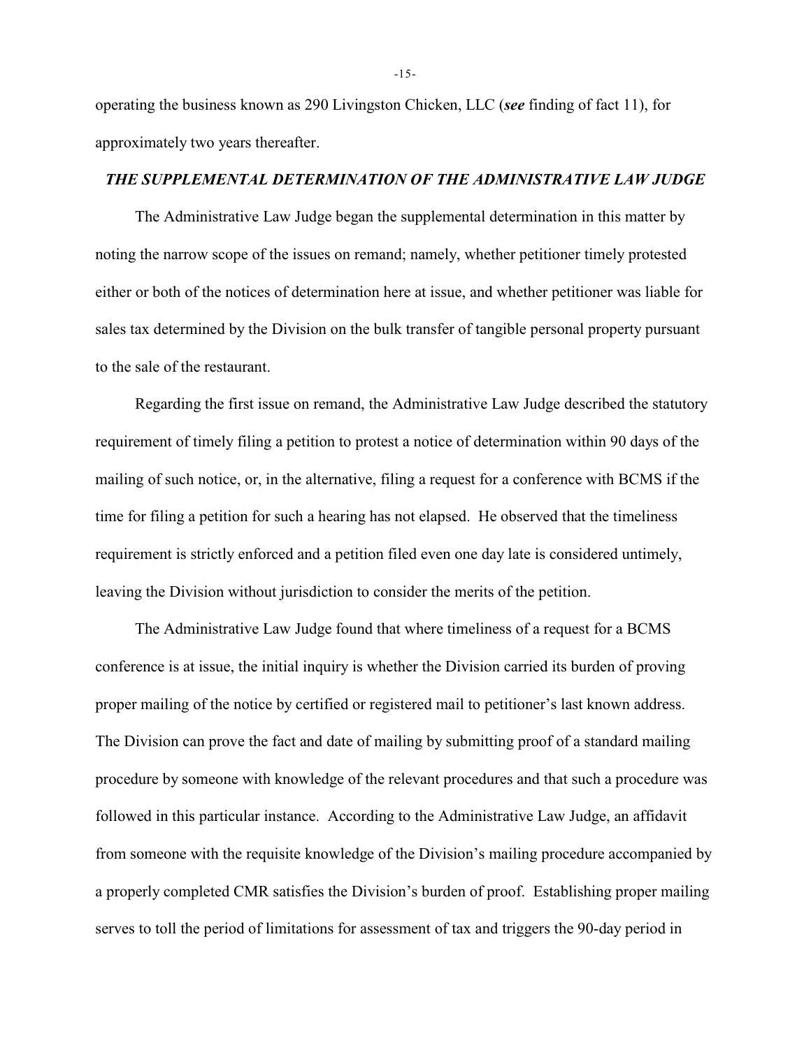operating the business known as 290 Livingston Chicken, LLC (***see*** finding of fact 11), for approximately two years thereafter.

***THE SUPPLEMENTAL DETERMINATION OF THE ADMINISTRATIVE LAW JUDGE***

The Administrative Law Judge began the supplemental determination in this matter by noting the narrow scope of the issues on remand; namely, whether petitioner timely protested either or both of the notices of determination here at issue, and whether petitioner was liable for sales tax determined by the Division on the bulk transfer of tangible personal property pursuant to the sale of the restaurant.

Regarding the first issue on remand, the Administrative Law Judge described the statutory requirement of timely filing a petition to protest a notice of determination within 90 days of the mailing of such notice, or, in the alternative, filing a request for a conference with BCMS if the time for filing a petition for such a hearing has not elapsed. He observed that the timeliness requirement is strictly enforced and a petition filed even one day late is considered untimely, leaving the Division without jurisdiction to consider the merits of the petition.

The Administrative Law Judge found that where timeliness of a request for a BCMS conference is at issue, the initial inquiry is whether the Division carried its burden of proving proper mailing of the notice by certified or registered mail to petitioner's last known address. The Division can prove the fact and date of mailing by submitting proof of a standard mailing procedure by someone with knowledge of the relevant procedures and that such a procedure was followed in this particular instance. According to the Administrative Law Judge, an affidavit from someone with the requisite knowledge of the Division's mailing procedure accompanied by a properly completed CMR satisfies the Division's burden of proof. Establishing proper mailing serves to toll the period of limitations for assessment of tax and triggers the 90-day period in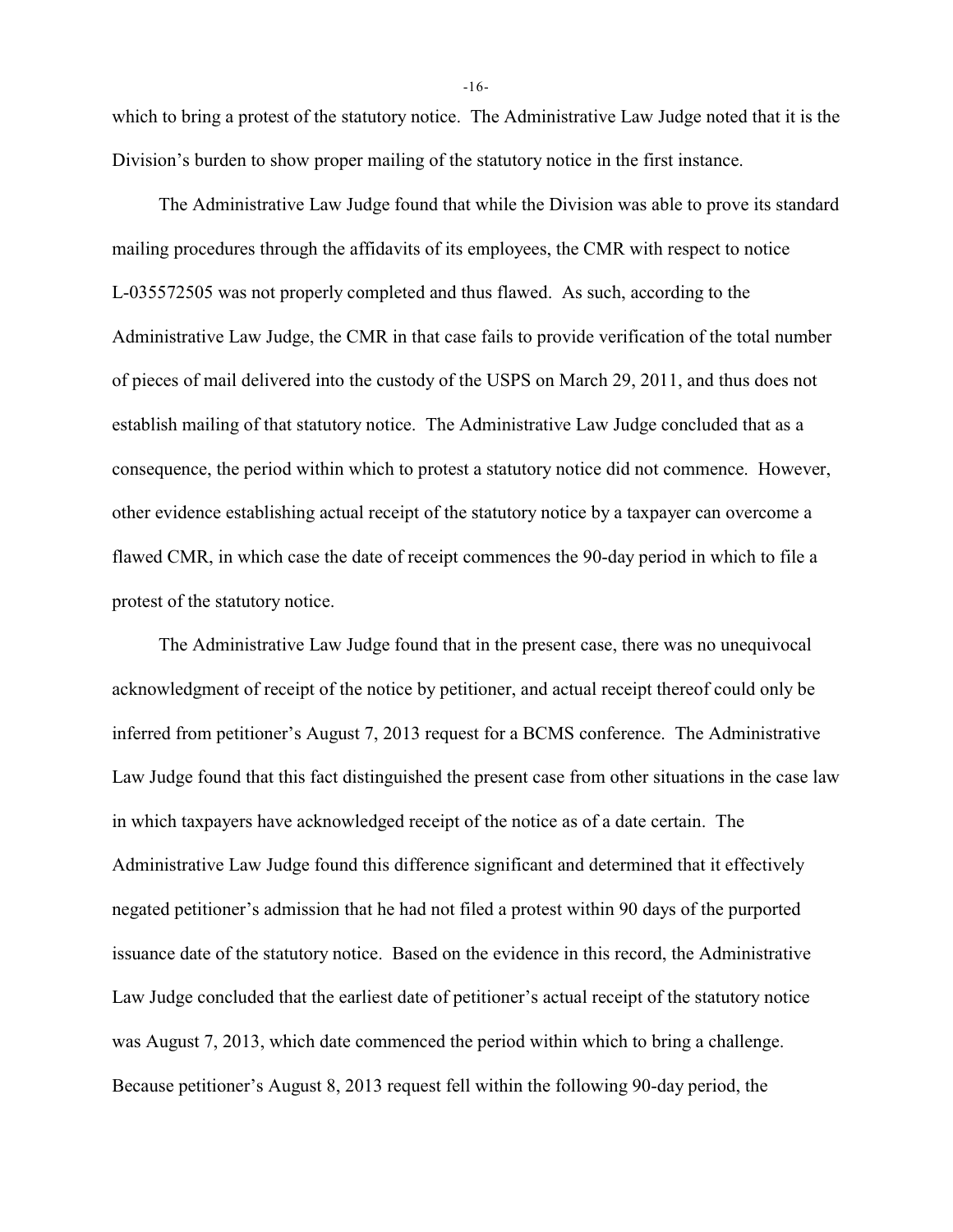which to bring a protest of the statutory notice. The Administrative Law Judge noted that it is the Division's burden to show proper mailing of the statutory notice in the first instance.

The Administrative Law Judge found that while the Division was able to prove its standard mailing procedures through the affidavits of its employees, the CMR with respect to notice L-035572505 was not properly completed and thus flawed. As such, according to the Administrative Law Judge, the CMR in that case fails to provide verification of the total number of pieces of mail delivered into the custody of the USPS on March 29, 2011, and thus does not establish mailing of that statutory notice. The Administrative Law Judge concluded that as a consequence, the period within which to protest a statutory notice did not commence. However, other evidence establishing actual receipt of the statutory notice by a taxpayer can overcome a flawed CMR, in which case the date of receipt commences the 90-day period in which to file a protest of the statutory notice.

The Administrative Law Judge found that in the present case, there was no unequivocal acknowledgment of receipt of the notice by petitioner, and actual receipt thereof could only be inferred from petitioner's August 7, 2013 request for a BCMS conference. The Administrative Law Judge found that this fact distinguished the present case from other situations in the case law in which taxpayers have acknowledged receipt of the notice as of a date certain. The Administrative Law Judge found this difference significant and determined that it effectively negated petitioner's admission that he had not filed a protest within 90 days of the purported issuance date of the statutory notice. Based on the evidence in this record, the Administrative Law Judge concluded that the earliest date of petitioner's actual receipt of the statutory notice was August 7, 2013, which date commenced the period within which to bring a challenge. Because petitioner's August 8, 2013 request fell within the following 90-day period, the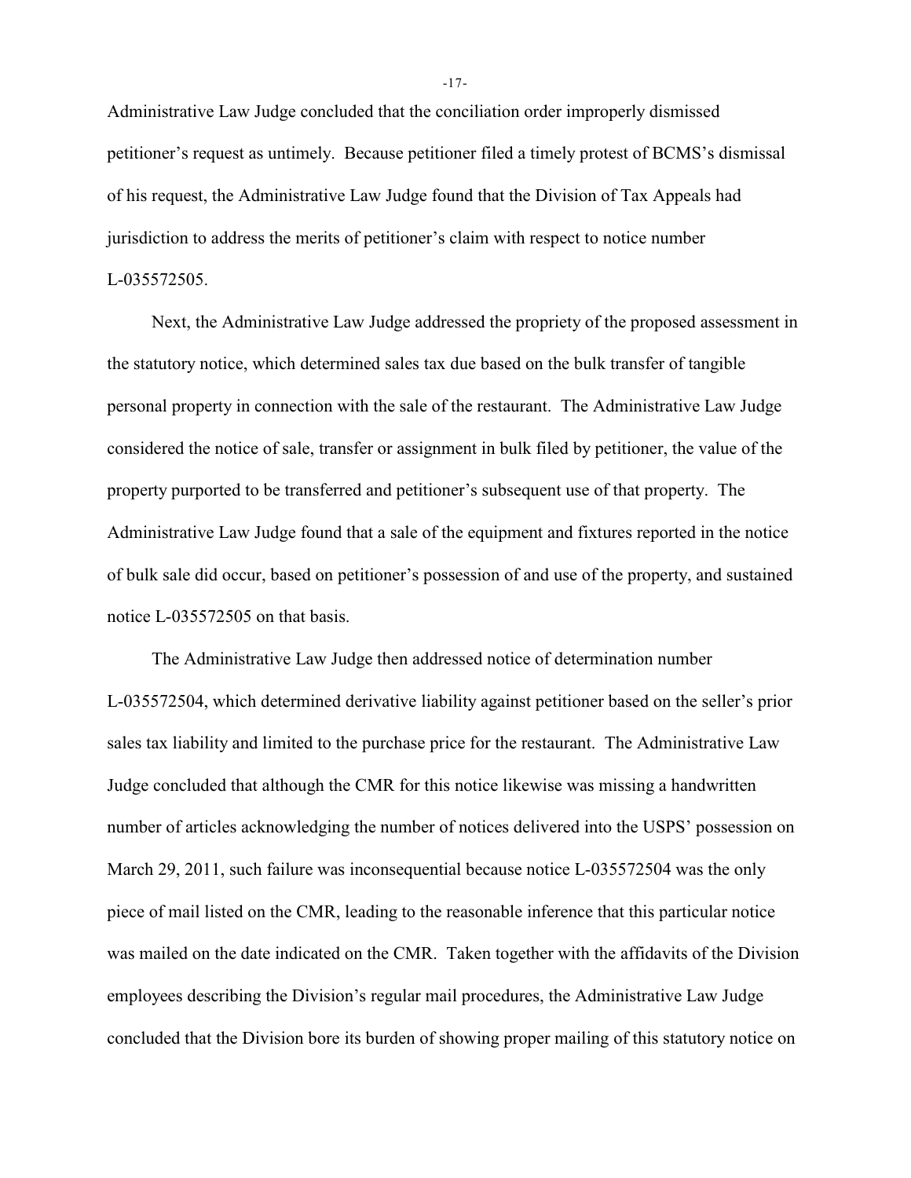Administrative Law Judge concluded that the conciliation order improperly dismissed petitioner's request as untimely. Because petitioner filed a timely protest of BCMS's dismissal of his request, the Administrative Law Judge found that the Division of Tax Appeals had jurisdiction to address the merits of petitioner's claim with respect to notice number L-035572505.

Next, the Administrative Law Judge addressed the propriety of the proposed assessment in the statutory notice, which determined sales tax due based on the bulk transfer of tangible personal property in connection with the sale of the restaurant. The Administrative Law Judge considered the notice of sale, transfer or assignment in bulk filed by petitioner, the value of the property purported to be transferred and petitioner's subsequent use of that property. The Administrative Law Judge found that a sale of the equipment and fixtures reported in the notice of bulk sale did occur, based on petitioner's possession of and use of the property, and sustained notice L-035572505 on that basis.

The Administrative Law Judge then addressed notice of determination number L-035572504, which determined derivative liability against petitioner based on the seller's prior sales tax liability and limited to the purchase price for the restaurant. The Administrative Law Judge concluded that although the CMR for this notice likewise was missing a handwritten number of articles acknowledging the number of notices delivered into the USPS' possession on March 29, 2011, such failure was inconsequential because notice L-035572504 was the only piece of mail listed on the CMR, leading to the reasonable inference that this particular notice was mailed on the date indicated on the CMR. Taken together with the affidavits of the Division employees describing the Division's regular mail procedures, the Administrative Law Judge concluded that the Division bore its burden of showing proper mailing of this statutory notice on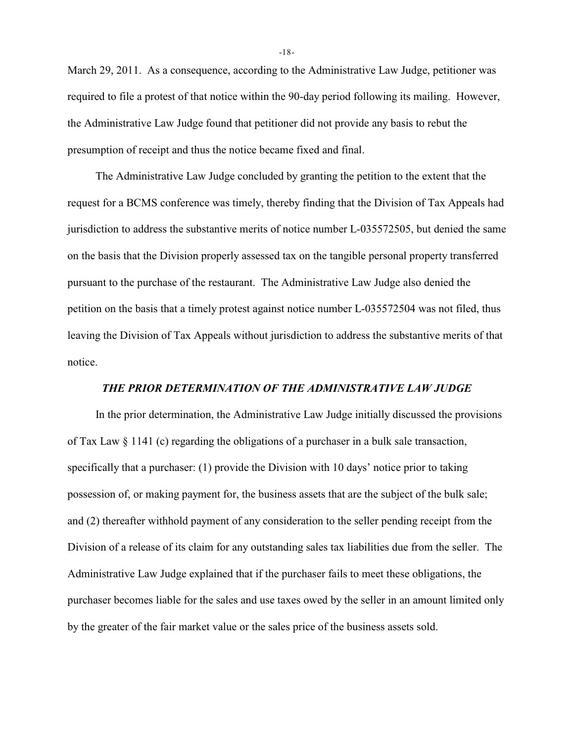March 29, 2011. As a consequence, according to the Administrative Law Judge, petitioner was required to file a protest of that notice within the 90-day period following its mailing. However, the Administrative Law Judge found that petitioner did not provide any basis to rebut the presumption of receipt and thus the notice became fixed and final.

The Administrative Law Judge concluded by granting the petition to the extent that the request for a BCMS conference was timely, thereby finding that the Division of Tax Appeals had jurisdiction to address the substantive merits of notice number L-035572505, but denied the same on the basis that the Division properly assessed tax on the tangible personal property transferred pursuant to the purchase of the restaurant. The Administrative Law Judge also denied the petition on the basis that a timely protest against notice number L-035572504 was not filed, thus leaving the Division of Tax Appeals without jurisdiction to address the substantive merits of that notice.

### *THE PRIOR DETERMINATION OF THE ADMINISTRATIVE LAW JUDGE*

In the prior determination, the Administrative Law Judge initially discussed the provisions of Tax Law § 1141 (c) regarding the obligations of a purchaser in a bulk sale transaction, specifically that a purchaser: (1) provide the Division with 10 days' notice prior to taking possession of, or making payment for, the business assets that are the subject of the bulk sale; and (2) thereafter withhold payment of any consideration to the seller pending receipt from the Division of a release of its claim for any outstanding sales tax liabilities due from the seller. The Administrative Law Judge explained that if the purchaser fails to meet these obligations, the purchaser becomes liable for the sales and use taxes owed by the seller in an amount limited only by the greater of the fair market value or the sales price of the business assets sold.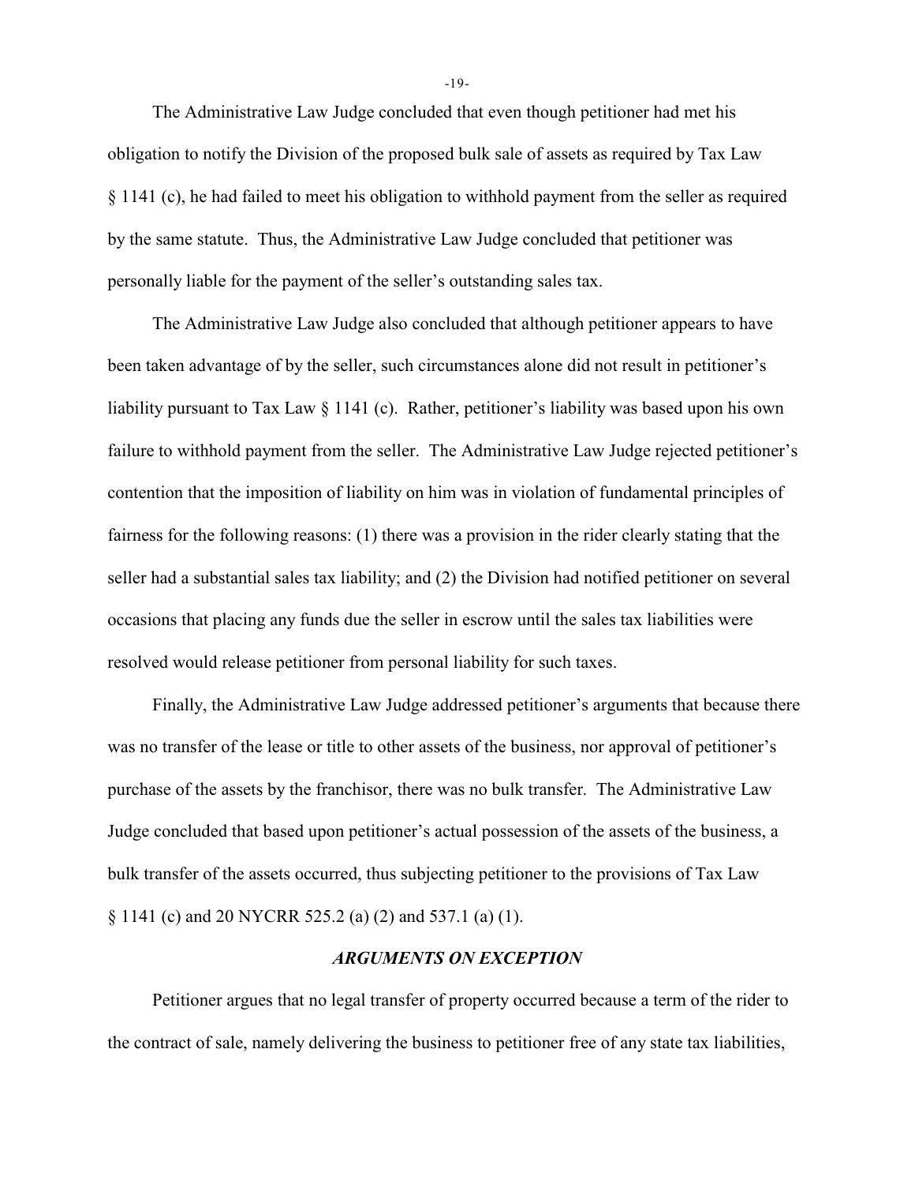The Administrative Law Judge concluded that even though petitioner had met his obligation to notify the Division of the proposed bulk sale of assets as required by Tax Law § 1141 (c), he had failed to meet his obligation to withhold payment from the seller as required by the same statute. Thus, the Administrative Law Judge concluded that petitioner was personally liable for the payment of the seller's outstanding sales tax.

The Administrative Law Judge also concluded that although petitioner appears to have been taken advantage of by the seller, such circumstances alone did not result in petitioner's liability pursuant to Tax Law § 1141 (c). Rather, petitioner's liability was based upon his own failure to withhold payment from the seller. The Administrative Law Judge rejected petitioner's contention that the imposition of liability on him was in violation of fundamental principles of fairness for the following reasons: (1) there was a provision in the rider clearly stating that the seller had a substantial sales tax liability; and (2) the Division had notified petitioner on several occasions that placing any funds due the seller in escrow until the sales tax liabilities were resolved would release petitioner from personal liability for such taxes.

Finally, the Administrative Law Judge addressed petitioner's arguments that because there was no transfer of the lease or title to other assets of the business, nor approval of petitioner's purchase of the assets by the franchisor, there was no bulk transfer. The Administrative Law Judge concluded that based upon petitioner's actual possession of the assets of the business, a bulk transfer of the assets occurred, thus subjecting petitioner to the provisions of Tax Law § 1141 (c) and 20 NYCRR 525.2 (a) (2) and 537.1 (a) (1).

### *ARGUMENTS ON EXCEPTION*

Petitioner argues that no legal transfer of property occurred because a term of the rider to the contract of sale, namely delivering the business to petitioner free of any state tax liabilities,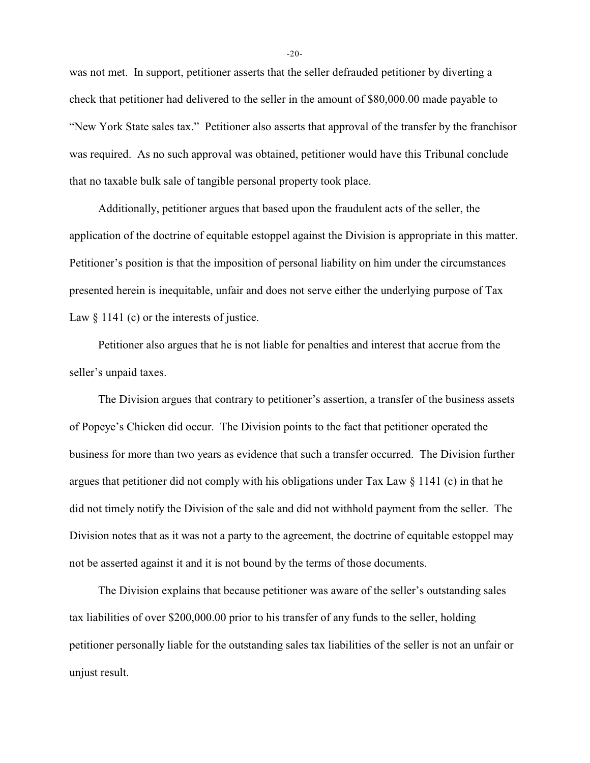was not met. In support, petitioner asserts that the seller defrauded petitioner by diverting a check that petitioner had delivered to the seller in the amount of $80,000.00 made payable to "New York State sales tax." Petitioner also asserts that approval of the transfer by the franchisor was required. As no such approval was obtained, petitioner would have this Tribunal conclude that no taxable bulk sale of tangible personal property took place.

Additionally, petitioner argues that based upon the fraudulent acts of the seller, the application of the doctrine of equitable estoppel against the Division is appropriate in this matter. Petitioner's position is that the imposition of personal liability on him under the circumstances presented herein is inequitable, unfair and does not serve either the underlying purpose of Tax Law § 1141 (c) or the interests of justice.

Petitioner also argues that he is not liable for penalties and interest that accrue from the seller's unpaid taxes.

The Division argues that contrary to petitioner's assertion, a transfer of the business assets of Popeye's Chicken did occur. The Division points to the fact that petitioner operated the business for more than two years as evidence that such a transfer occurred. The Division further argues that petitioner did not comply with his obligations under Tax Law § 1141 (c) in that he did not timely notify the Division of the sale and did not withhold payment from the seller. The Division notes that as it was not a party to the agreement, the doctrine of equitable estoppel may not be asserted against it and it is not bound by the terms of those documents.

The Division explains that because petitioner was aware of the seller's outstanding sales tax liabilities of over $200,000.00 prior to his transfer of any funds to the seller, holding petitioner personally liable for the outstanding sales tax liabilities of the seller is not an unfair or unjust result.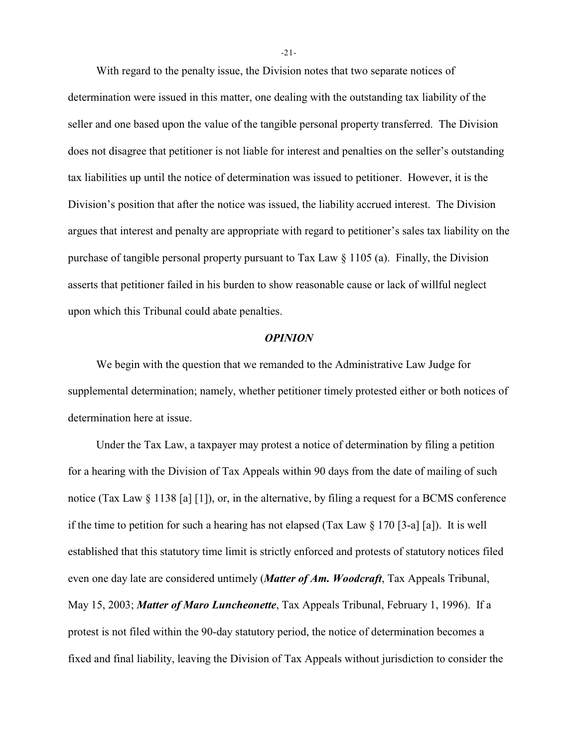With regard to the penalty issue, the Division notes that two separate notices of determination were issued in this matter, one dealing with the outstanding tax liability of the seller and one based upon the value of the tangible personal property transferred. The Division does not disagree that petitioner is not liable for interest and penalties on the seller's outstanding tax liabilities up until the notice of determination was issued to petitioner. However, it is the Division's position that after the notice was issued, the liability accrued interest. The Division argues that interest and penalty are appropriate with regard to petitioner's sales tax liability on the purchase of tangible personal property pursuant to Tax Law § 1105 (a). Finally, the Division asserts that petitioner failed in his burden to show reasonable cause or lack of willful neglect upon which this Tribunal could abate penalties.

## *OPINION*

We begin with the question that we remanded to the Administrative Law Judge for supplemental determination; namely, whether petitioner timely protested either or both notices of determination here at issue.

Under the Tax Law, a taxpayer may protest a notice of determination by filing a petition for a hearing with the Division of Tax Appeals within 90 days from the date of mailing of such notice (Tax Law § 1138 [a] [1]), or, in the alternative, by filing a request for a BCMS conference if the time to petition for such a hearing has not elapsed (Tax Law § 170 [3-a] [a]). It is well established that this statutory time limit is strictly enforced and protests of statutory notices filed even one day late are considered untimely (***Matter of Am. Woodcraft***, Tax Appeals Tribunal, May 15, 2003; ***Matter of Maro Luncheonette***, Tax Appeals Tribunal, February 1, 1996). If a protest is not filed within the 90-day statutory period, the notice of determination becomes a fixed and final liability, leaving the Division of Tax Appeals without jurisdiction to consider the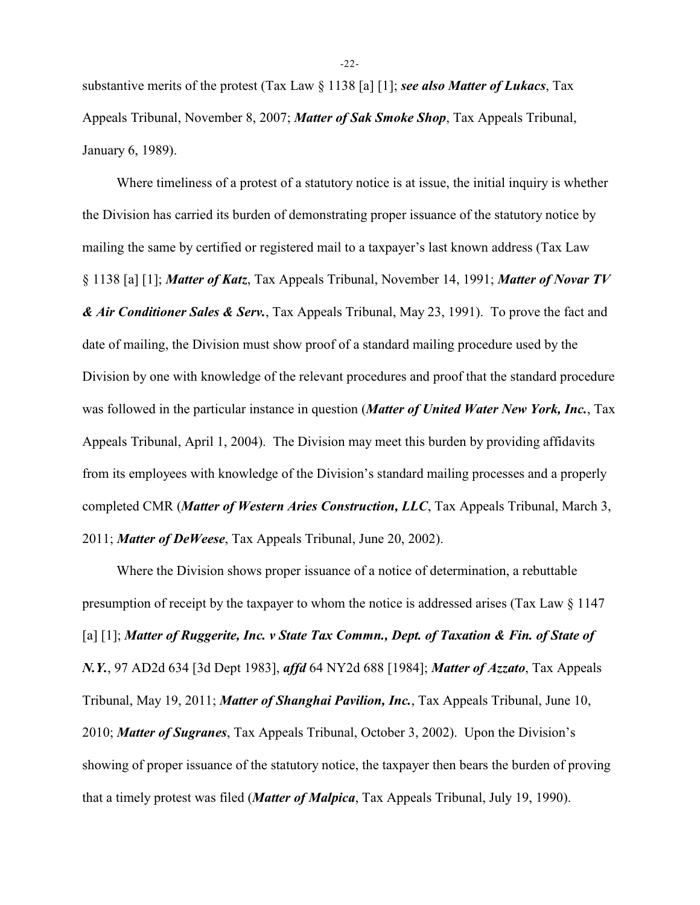substantive merits of the protest (Tax Law § 1138 [a] [1]; ***see also Matter of Lukacs***, Tax Appeals Tribunal, November 8, 2007; ***Matter of Sak Smoke Shop***, Tax Appeals Tribunal, January 6, 1989).

Where timeliness of a protest of a statutory notice is at issue, the initial inquiry is whether the Division has carried its burden of demonstrating proper issuance of the statutory notice by mailing the same by certified or registered mail to a taxpayer's last known address (Tax Law § 1138 [a] [1]; ***Matter of Katz***, Tax Appeals Tribunal, November 14, 1991; ***Matter of Novar TV & Air Conditioner Sales & Serv.***, Tax Appeals Tribunal, May 23, 1991). To prove the fact and date of mailing, the Division must show proof of a standard mailing procedure used by the Division by one with knowledge of the relevant procedures and proof that the standard procedure was followed in the particular instance in question (***Matter of United Water New York, Inc.***, Tax Appeals Tribunal, April 1, 2004). The Division may meet this burden by providing affidavits from its employees with knowledge of the Division's standard mailing processes and a properly completed CMR (***Matter of Western Aries Construction, LLC***, Tax Appeals Tribunal, March 3, 2011; ***Matter of DeWeese***, Tax Appeals Tribunal, June 20, 2002).

Where the Division shows proper issuance of a notice of determination, a rebuttable presumption of receipt by the taxpayer to whom the notice is addressed arises (Tax Law § 1147 [a] [1]; ***Matter of Ruggerite, Inc. v State Tax Commn., Dept. of Taxation & Fin. of State of N.Y.***, 97 AD2d 634 [3d Dept 1983], ***affd*** 64 NY2d 688 [1984]; ***Matter of Azzato***, Tax Appeals Tribunal, May 19, 2011; ***Matter of Shanghai Pavilion, Inc.***, Tax Appeals Tribunal, June 10, 2010; ***Matter of Sugranes***, Tax Appeals Tribunal, October 3, 2002). Upon the Division's showing of proper issuance of the statutory notice, the taxpayer then bears the burden of proving that a timely protest was filed (***Matter of Malpica***, Tax Appeals Tribunal, July 19, 1990).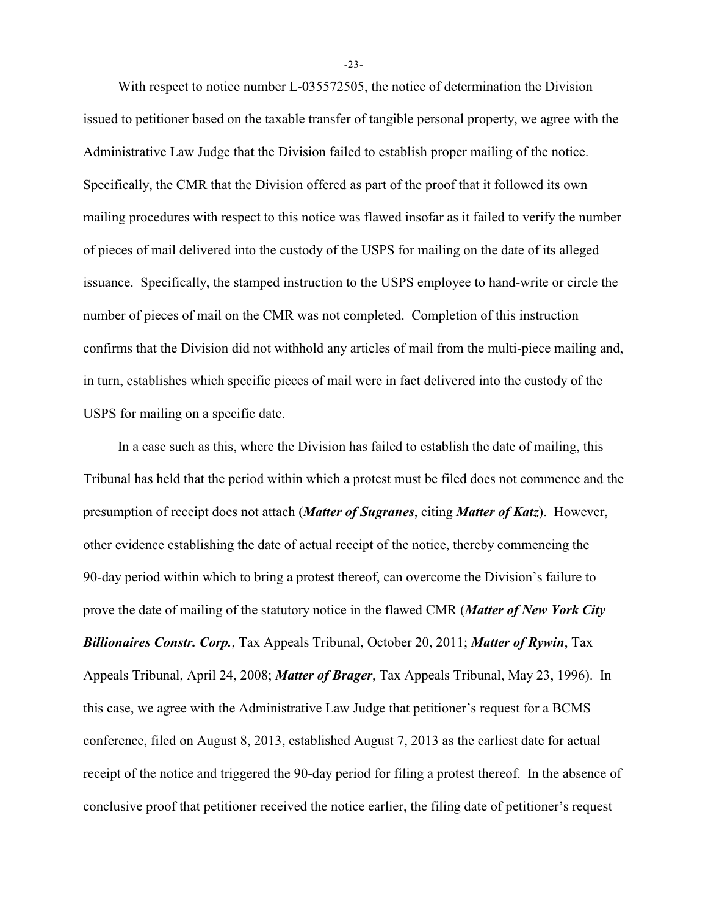With respect to notice number L-035572505, the notice of determination the Division issued to petitioner based on the taxable transfer of tangible personal property, we agree with the Administrative Law Judge that the Division failed to establish proper mailing of the notice. Specifically, the CMR that the Division offered as part of the proof that it followed its own mailing procedures with respect to this notice was flawed insofar as it failed to verify the number of pieces of mail delivered into the custody of the USPS for mailing on the date of its alleged issuance. Specifically, the stamped instruction to the USPS employee to hand-write or circle the number of pieces of mail on the CMR was not completed. Completion of this instruction confirms that the Division did not withhold any articles of mail from the multi-piece mailing and, in turn, establishes which specific pieces of mail were in fact delivered into the custody of the USPS for mailing on a specific date.

In a case such as this, where the Division has failed to establish the date of mailing, this Tribunal has held that the period within which a protest must be filed does not commence and the presumption of receipt does not attach (***Matter of Sugranes***, citing ***Matter of Katz***). However, other evidence establishing the date of actual receipt of the notice, thereby commencing the 90-day period within which to bring a protest thereof, can overcome the Division's failure to prove the date of mailing of the statutory notice in the flawed CMR (***Matter of New York City Billionaires Constr. Corp.***, Tax Appeals Tribunal, October 20, 2011; ***Matter of Rywin***, Tax Appeals Tribunal, April 24, 2008; ***Matter of Brager***, Tax Appeals Tribunal, May 23, 1996). In this case, we agree with the Administrative Law Judge that petitioner's request for a BCMS conference, filed on August 8, 2013, established August 7, 2013 as the earliest date for actual receipt of the notice and triggered the 90-day period for filing a protest thereof. In the absence of conclusive proof that petitioner received the notice earlier, the filing date of petitioner's request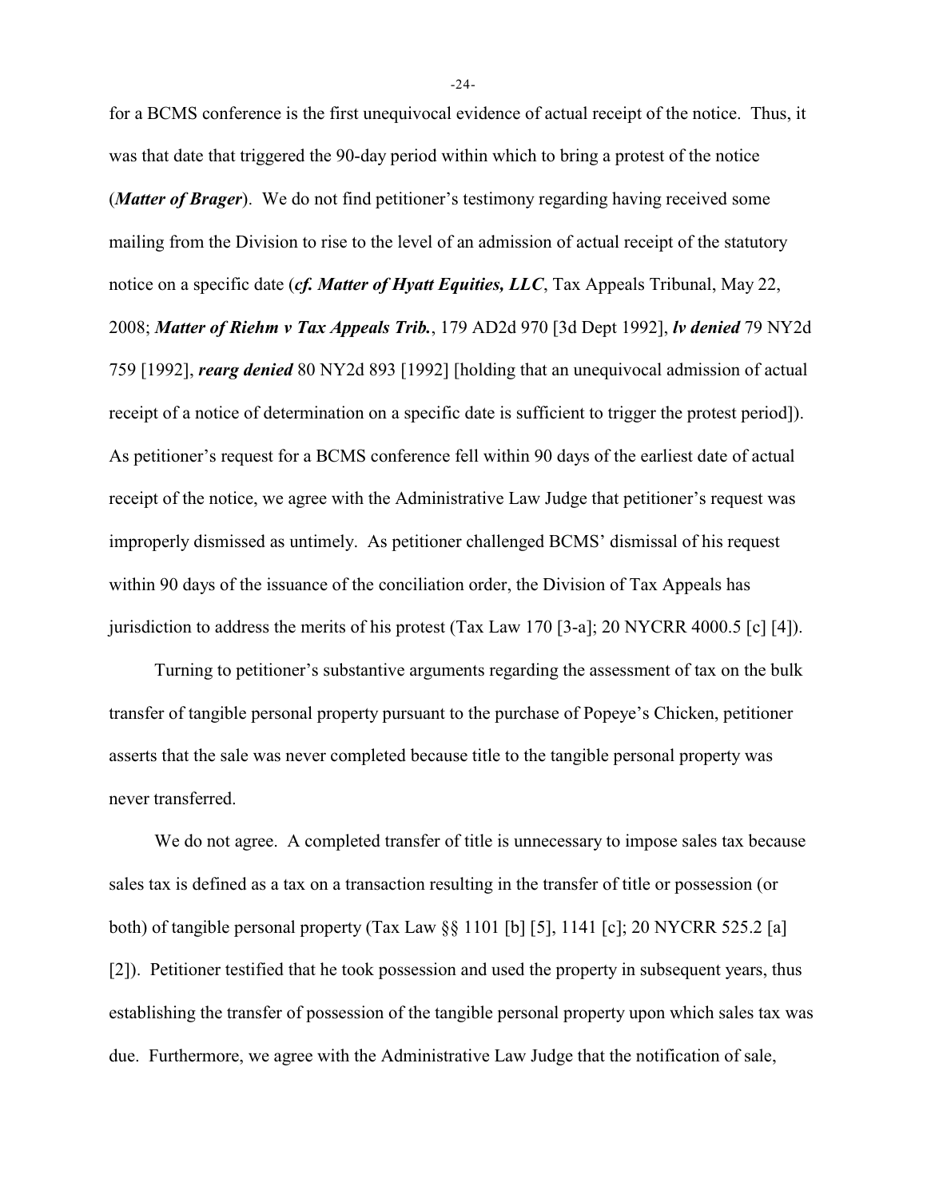for a BCMS conference is the first unequivocal evidence of actual receipt of the notice. Thus, it was that date that triggered the 90-day period within which to bring a protest of the notice (***Matter of Brager***). We do not find petitioner's testimony regarding having received some mailing from the Division to rise to the level of an admission of actual receipt of the statutory notice on a specific date (***cf. Matter of Hyatt Equities, LLC***, Tax Appeals Tribunal, May 22, 2008; ***Matter of Riehm v Tax Appeals Trib.***, 179 AD2d 970 [3d Dept 1992], ***lv denied*** 79 NY2d 759 [1992], ***rearg denied*** 80 NY2d 893 [1992] [holding that an unequivocal admission of actual receipt of a notice of determination on a specific date is sufficient to trigger the protest period]). As petitioner's request for a BCMS conference fell within 90 days of the earliest date of actual receipt of the notice, we agree with the Administrative Law Judge that petitioner's request was improperly dismissed as untimely. As petitioner challenged BCMS' dismissal of his request within 90 days of the issuance of the conciliation order, the Division of Tax Appeals has jurisdiction to address the merits of his protest (Tax Law 170 [3-a]; 20 NYCRR 4000.5 [c] [4]).

Turning to petitioner's substantive arguments regarding the assessment of tax on the bulk transfer of tangible personal property pursuant to the purchase of Popeye's Chicken, petitioner asserts that the sale was never completed because title to the tangible personal property was never transferred.

We do not agree. A completed transfer of title is unnecessary to impose sales tax because sales tax is defined as a tax on a transaction resulting in the transfer of title or possession (or both) of tangible personal property (Tax Law §§ 1101 [b] [5], 1141 [c]; 20 NYCRR 525.2 [a] [2]). Petitioner testified that he took possession and used the property in subsequent years, thus establishing the transfer of possession of the tangible personal property upon which sales tax was due. Furthermore, we agree with the Administrative Law Judge that the notification of sale,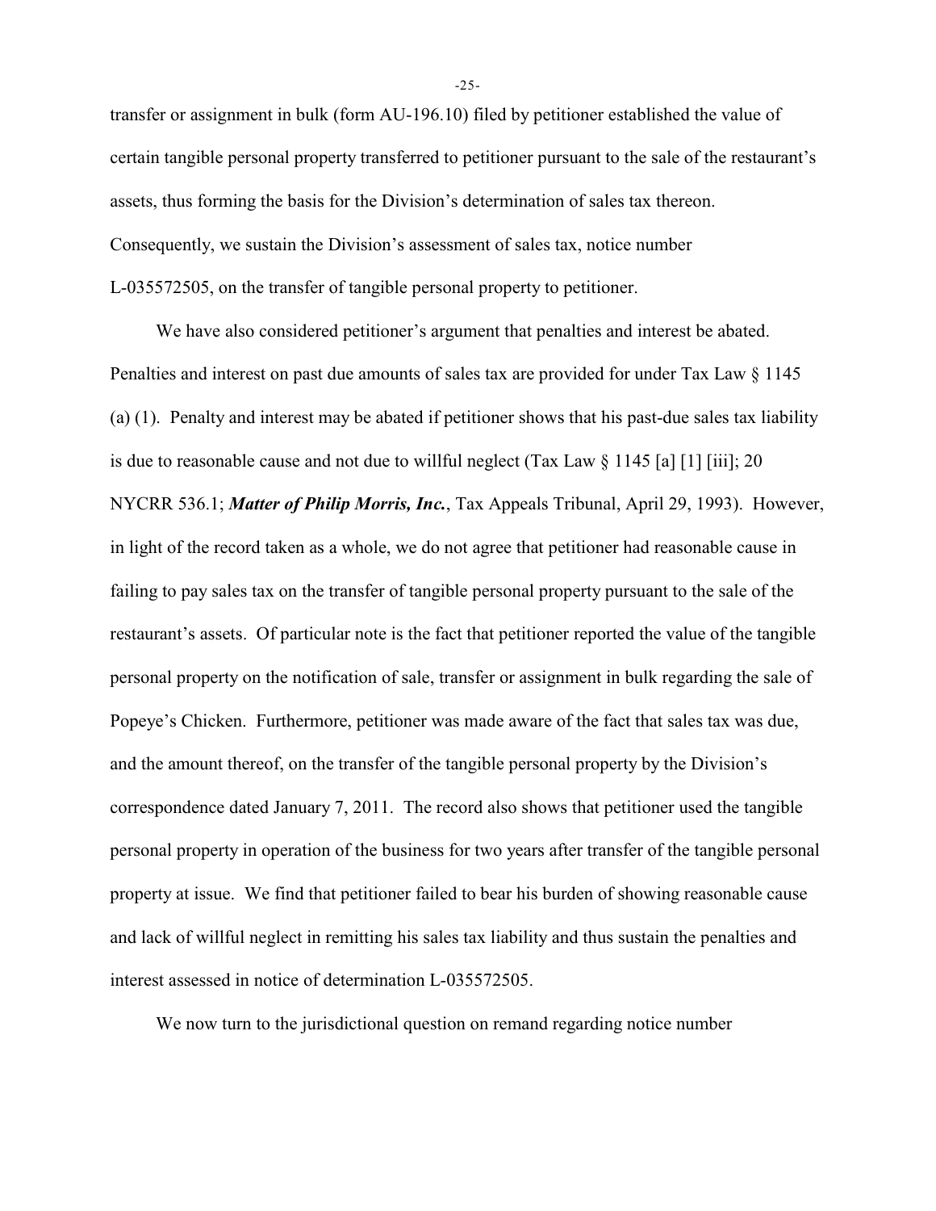transfer or assignment in bulk (form AU-196.10) filed by petitioner established the value of certain tangible personal property transferred to petitioner pursuant to the sale of the restaurant's assets, thus forming the basis for the Division's determination of sales tax thereon. Consequently, we sustain the Division's assessment of sales tax, notice number L-035572505, on the transfer of tangible personal property to petitioner.

We have also considered petitioner's argument that penalties and interest be abated. Penalties and interest on past due amounts of sales tax are provided for under Tax Law § 1145 (a) (1). Penalty and interest may be abated if petitioner shows that his past-due sales tax liability is due to reasonable cause and not due to willful neglect (Tax Law § 1145 [a] [1] [iii]; 20 NYCRR 536.1; ***Matter of Philip Morris, Inc.***, Tax Appeals Tribunal, April 29, 1993). However, in light of the record taken as a whole, we do not agree that petitioner had reasonable cause in failing to pay sales tax on the transfer of tangible personal property pursuant to the sale of the restaurant's assets. Of particular note is the fact that petitioner reported the value of the tangible personal property on the notification of sale, transfer or assignment in bulk regarding the sale of Popeye's Chicken. Furthermore, petitioner was made aware of the fact that sales tax was due, and the amount thereof, on the transfer of the tangible personal property by the Division's correspondence dated January 7, 2011. The record also shows that petitioner used the tangible personal property in operation of the business for two years after transfer of the tangible personal property at issue. We find that petitioner failed to bear his burden of showing reasonable cause and lack of willful neglect in remitting his sales tax liability and thus sustain the penalties and interest assessed in notice of determination L-035572505.

We now turn to the jurisdictional question on remand regarding notice number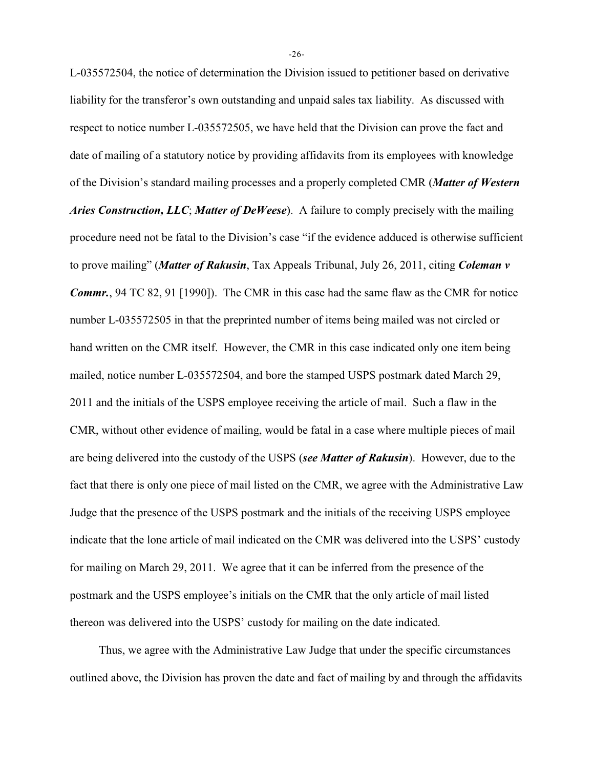L-035572504, the notice of determination the Division issued to petitioner based on derivative liability for the transferor's own outstanding and unpaid sales tax liability. As discussed with respect to notice number L-035572505, we have held that the Division can prove the fact and date of mailing of a statutory notice by providing affidavits from its employees with knowledge of the Division's standard mailing processes and a properly completed CMR (***Matter of Western Aries Construction, LLC***; ***Matter of DeWeese***). A failure to comply precisely with the mailing procedure need not be fatal to the Division's case "if the evidence adduced is otherwise sufficient to prove mailing" (***Matter of Rakusin***, Tax Appeals Tribunal, July 26, 2011, citing ***Coleman v Commr.***, 94 TC 82, 91 [1990]). The CMR in this case had the same flaw as the CMR for notice number L-035572505 in that the preprinted number of items being mailed was not circled or hand written on the CMR itself. However, the CMR in this case indicated only one item being mailed, notice number L-035572504, and bore the stamped USPS postmark dated March 29, 2011 and the initials of the USPS employee receiving the article of mail. Such a flaw in the CMR, without other evidence of mailing, would be fatal in a case where multiple pieces of mail are being delivered into the custody of the USPS (***see Matter of Rakusin***). However, due to the fact that there is only one piece of mail listed on the CMR, we agree with the Administrative Law Judge that the presence of the USPS postmark and the initials of the receiving USPS employee indicate that the lone article of mail indicated on the CMR was delivered into the USPS' custody for mailing on March 29, 2011. We agree that it can be inferred from the presence of the postmark and the USPS employee's initials on the CMR that the only article of mail listed thereon was delivered into the USPS' custody for mailing on the date indicated.

Thus, we agree with the Administrative Law Judge that under the specific circumstances outlined above, the Division has proven the date and fact of mailing by and through the affidavits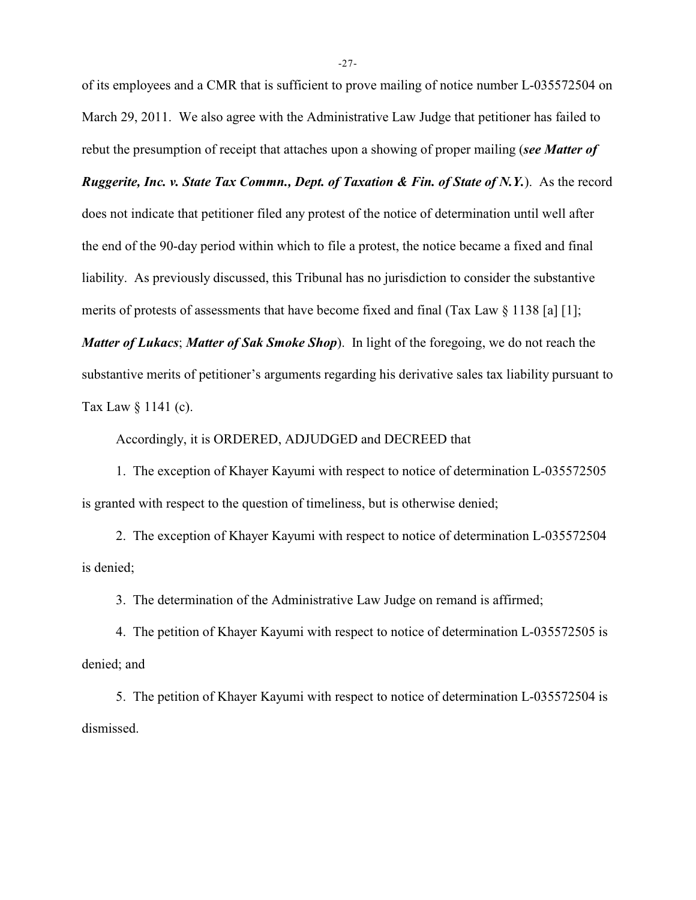of its employees and a CMR that is sufficient to prove mailing of notice number L-035572504 on March 29, 2011. We also agree with the Administrative Law Judge that petitioner has failed to rebut the presumption of receipt that attaches upon a showing of proper mailing (***see Matter of Ruggerite, Inc. v. State Tax Commn., Dept. of Taxation & Fin. of State of N.Y.***). As the record does not indicate that petitioner filed any protest of the notice of determination until well after the end of the 90-day period within which to file a protest, the notice became a fixed and final liability. As previously discussed, this Tribunal has no jurisdiction to consider the substantive merits of protests of assessments that have become fixed and final (Tax Law § 1138 [a] [1]; ***Matter of Lukacs***; ***Matter of Sak Smoke Shop***). In light of the foregoing, we do not reach the substantive merits of petitioner's arguments regarding his derivative sales tax liability pursuant to Tax Law § 1141 (c).

Accordingly, it is ORDERED, ADJUDGED and DECREED that

1. The exception of Khayer Kayumi with respect to notice of determination L-035572505 is granted with respect to the question of timeliness, but is otherwise denied;

2. The exception of Khayer Kayumi with respect to notice of determination L-035572504 is denied;

3. The determination of the Administrative Law Judge on remand is affirmed;

4. The petition of Khayer Kayumi with respect to notice of determination L-035572505 is denied; and

5. The petition of Khayer Kayumi with respect to notice of determination L-035572504 is dismissed.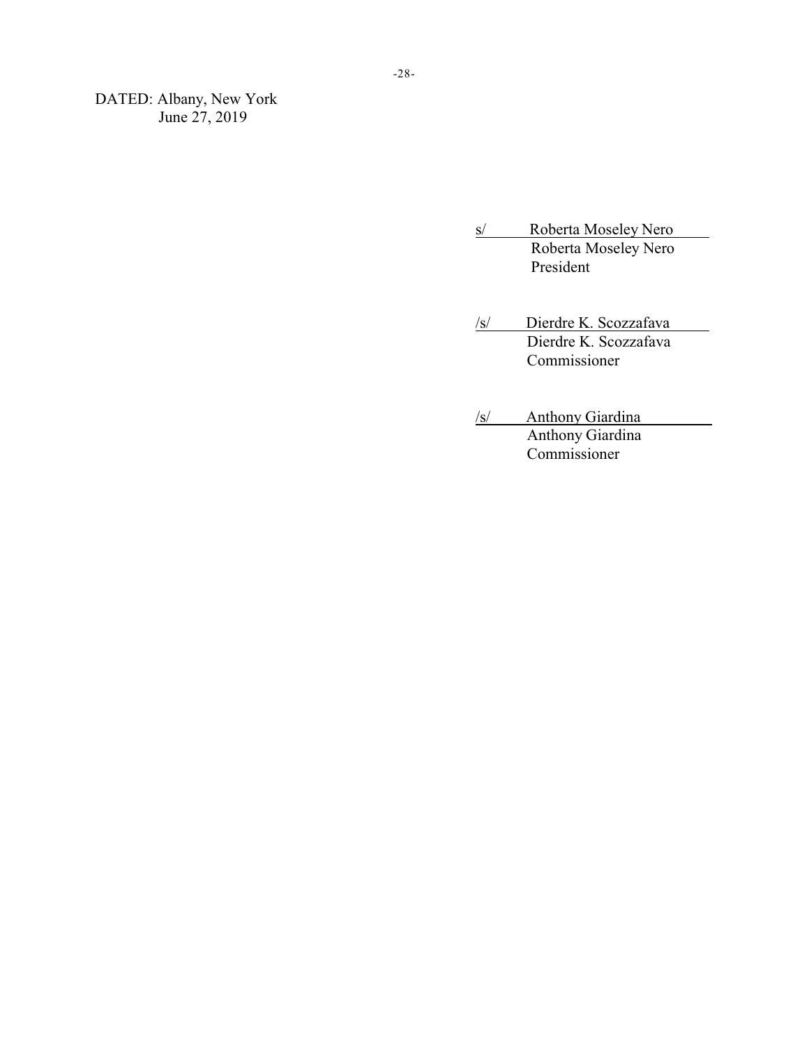DATED: Albany, New York
June 27, 2019

s/ Roberta Moseley Nero
Roberta Moseley Nero
President

/s/ Dierdre K. Scozzafava
Dierdre K. Scozzafava
Commissioner

/s/ Anthony Giardina
Anthony Giardina
Commissioner